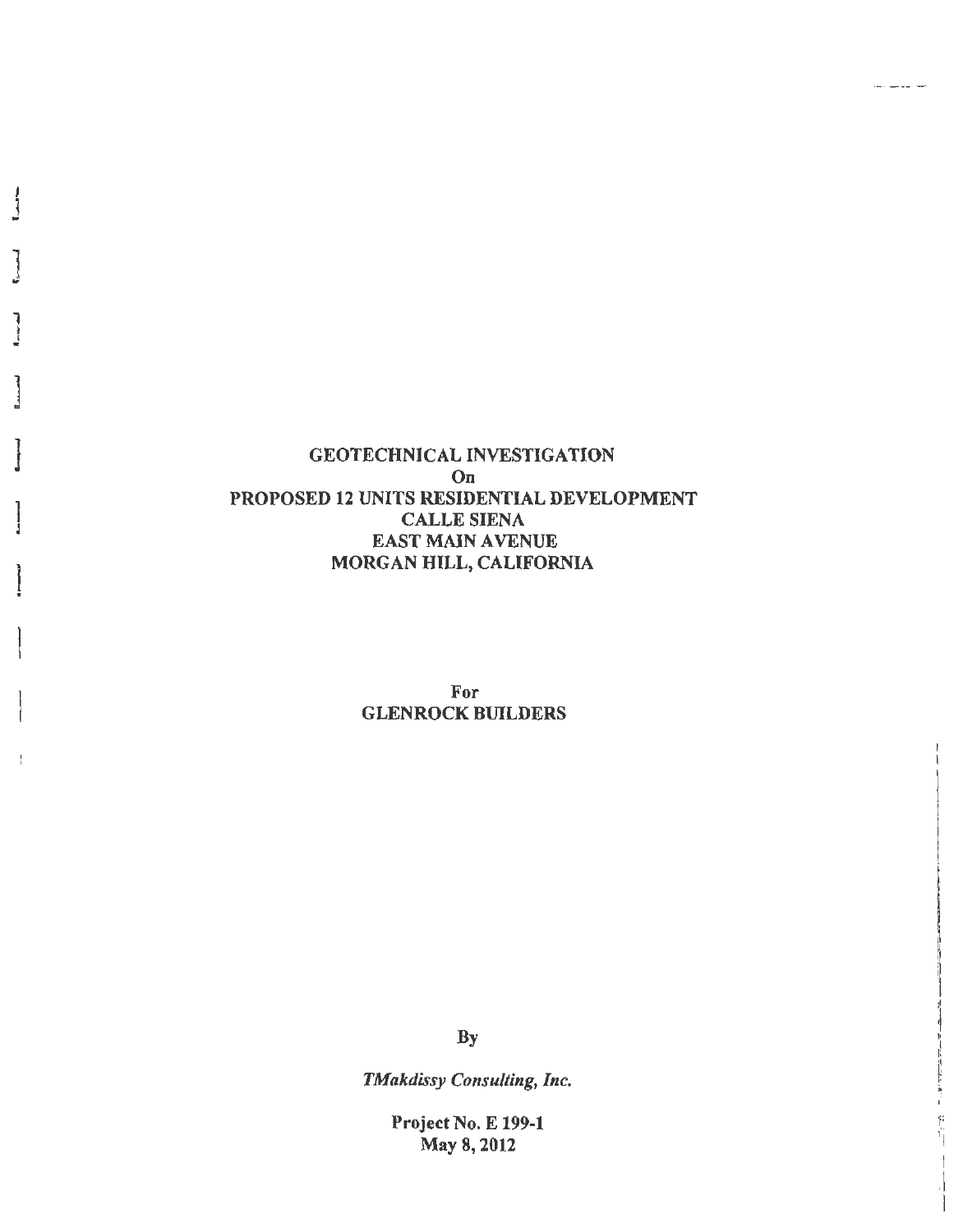# GEOTECHNICAL INVESTIGATION
On
PROPOSED 12 UNITS RESIDENTIAL DEVELOPMENT
CALLE SIENA
EAST MAIN AVENUE
MORGAN HILL, CALIFORNIA

For
GLENROCK BUILDERS

By

*TMakdissy Consulting, Inc.*

**Project No. E 199-1**
**May 8, 2012**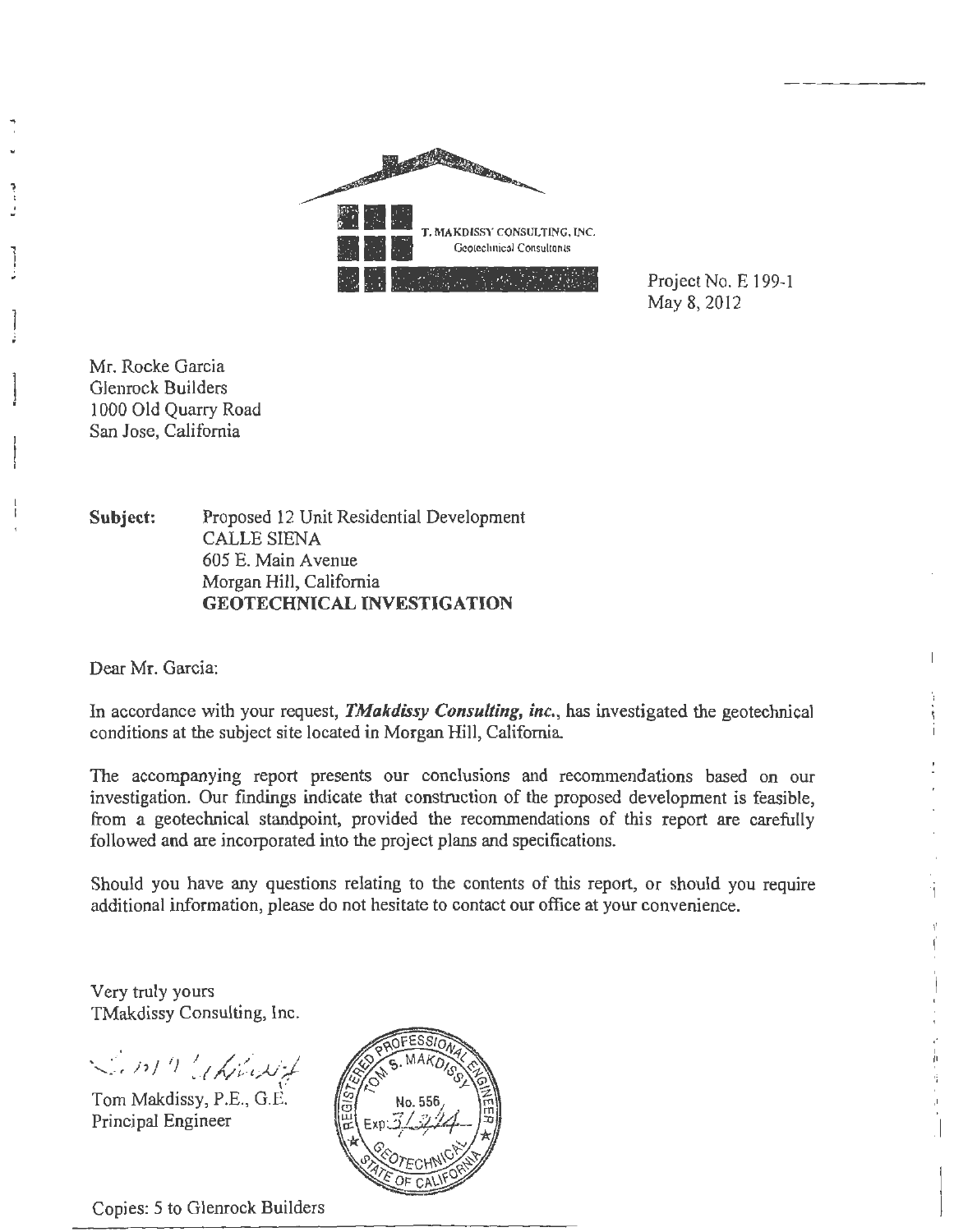T. MAKDISSY CONSULTING, INC.
Geotechnical Consultants

Project No. E 199-1
May 8, 2012

Mr. Rocke Garcia
Glenrock Builders
1000 Old Quarry Road
San Jose, California

**Subject:** Proposed 12 Unit Residential Development
CALLE SIENA
605 E. Main Avenue
Morgan Hill, California
**GEOTECHNICAL INVESTIGATION**

Dear Mr. Garcia:

In accordance with your request, ***TMakdissy Consulting, inc.***, has investigated the geotechnical conditions at the subject site located in Morgan Hill, California.

The accompanying report presents our conclusions and recommendations based on our investigation. Our findings indicate that construction of the proposed development is feasible, from a geotechnical standpoint, provided the recommendations of this report are carefully followed and are incorporated into the project plans and specifications.

Should you have any questions relating to the contents of this report, or should you require additional information, please do not hesitate to contact our office at your convenience.

Very truly yours
TMakdissy Consulting, Inc.

Tom Makdissy, P.E., G.E.
Principal Engineer

REGISTERED PROFESSIONAL ENGINEER
TOM S. MAKDISSY
No. 556
Exp: 3/31/14
GEOTECHNICAL
STATE OF CALIFORNIA

Copies: 5 to Glenrock Builders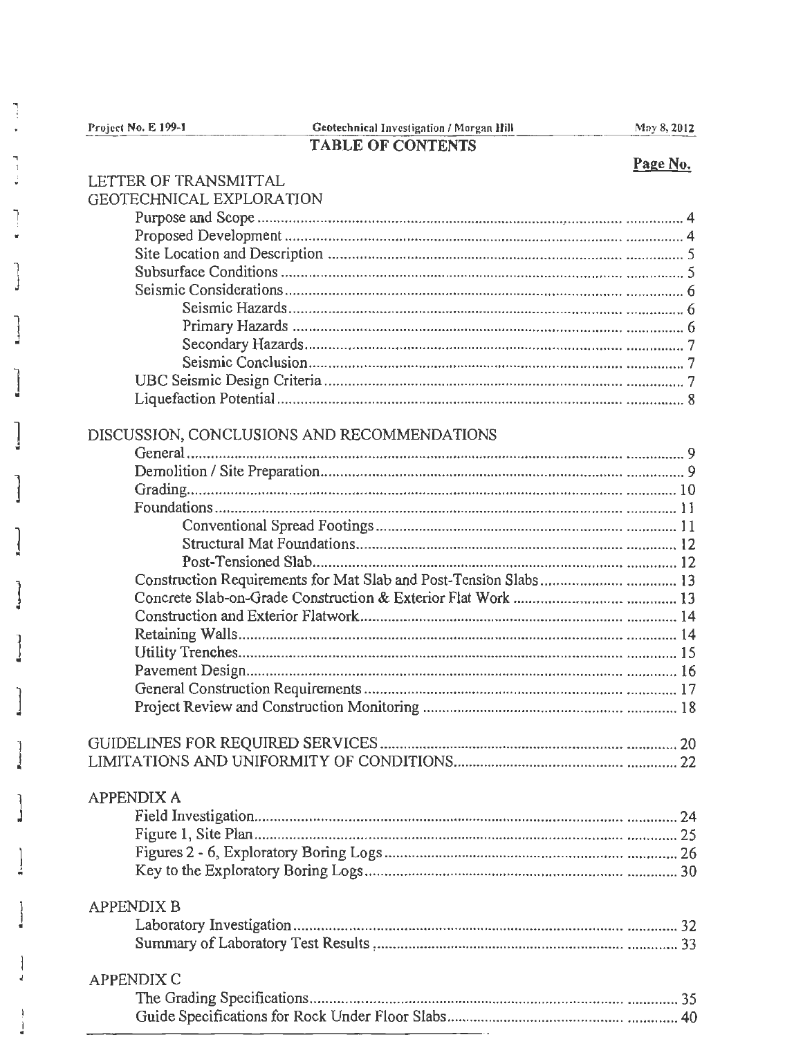## TABLE OF CONTENTS

**Page No.**

LETTER OF TRANSMITTAL

GEOTECHNICAL EXPLORATION

- Purpose and Scope .......... 4
- Proposed Development .......... 4
- Site Location and Description .......... 5
- Subsurface Conditions .......... 5
- Seismic Considerations .......... 6
  - Seismic Hazards .......... 6
  - Primary Hazards .......... 6
  - Secondary Hazards .......... 7
  - Seismic Conclusion .......... 7
- UBC Seismic Design Criteria .......... 7
- Liquefaction Potential .......... 8

DISCUSSION, CONCLUSIONS AND RECOMMENDATIONS

- General .......... 9
- Demolition / Site Preparation .......... 9
- Grading .......... 10
- Foundations .......... 11
  - Conventional Spread Footings .......... 11
  - Structural Mat Foundations .......... 12
  - Post-Tensioned Slab .......... 12
- Construction Requirements for Mat Slab and Post-Tension Slabs .......... 13
- Concrete Slab-on-Grade Construction & Exterior Flat Work .......... 13
- Construction and Exterior Flatwork .......... 14
- Retaining Walls .......... 14
- Utility Trenches .......... 15
- Pavement Design .......... 16
- General Construction Requirements .......... 17
- Project Review and Construction Monitoring .......... 18

GUIDELINES FOR REQUIRED SERVICES .......... 20

LIMITATIONS AND UNIFORMITY OF CONDITIONS .......... 22

APPENDIX A

- Field Investigation .......... 24
- Figure 1, Site Plan .......... 25
- Figures 2 - 6, Exploratory Boring Logs .......... 26
- Key to the Exploratory Boring Logs .......... 30

APPENDIX B

- Laboratory Investigation .......... 32
- Summary of Laboratory Test Results .......... 33

APPENDIX C

- The Grading Specifications .......... 35
- Guide Specifications for Rock Under Floor Slabs .......... 40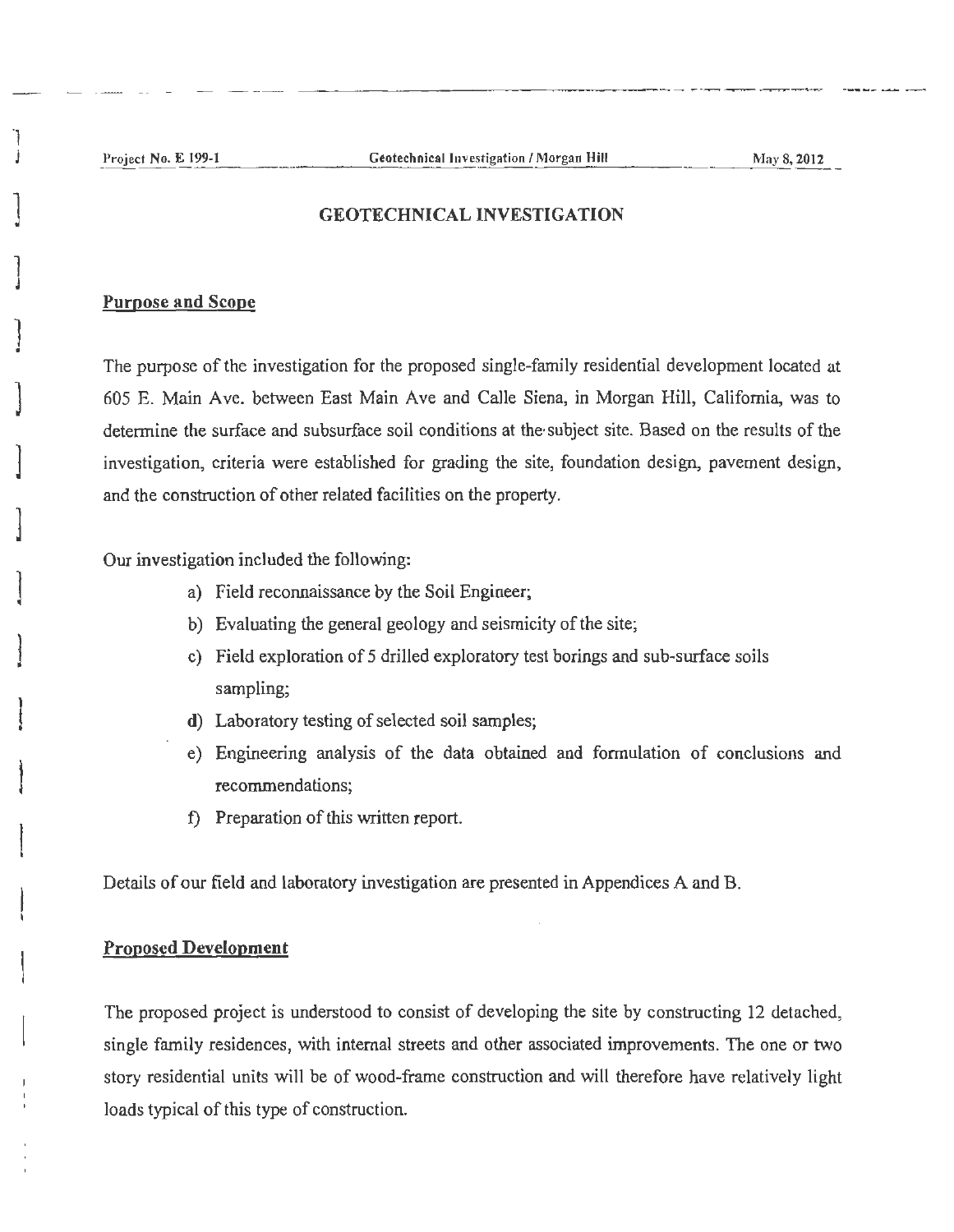## GEOTECHNICAL INVESTIGATION

### Purpose and Scope

The purpose of the investigation for the proposed single-family residential development located at 605 E. Main Ave. between East Main Ave and Calle Siena, in Morgan Hill, California, was to determine the surface and subsurface soil conditions at the subject site. Based on the results of the investigation, criteria were established for grading the site, foundation design, pavement design, and the construction of other related facilities on the property.

Our investigation included the following:

a) Field reconnaissance by the Soil Engineer;
b) Evaluating the general geology and seismicity of the site;
c) Field exploration of 5 drilled exploratory test borings and sub-surface soils sampling;
d) Laboratory testing of selected soil samples;
e) Engineering analysis of the data obtained and formulation of conclusions and recommendations;
f) Preparation of this written report.

Details of our field and laboratory investigation are presented in Appendices A and B.

### Proposed Development

The proposed project is understood to consist of developing the site by constructing 12 detached, single family residences, with internal streets and other associated improvements. The one or two story residential units will be of wood-frame construction and will therefore have relatively light loads typical of this type of construction.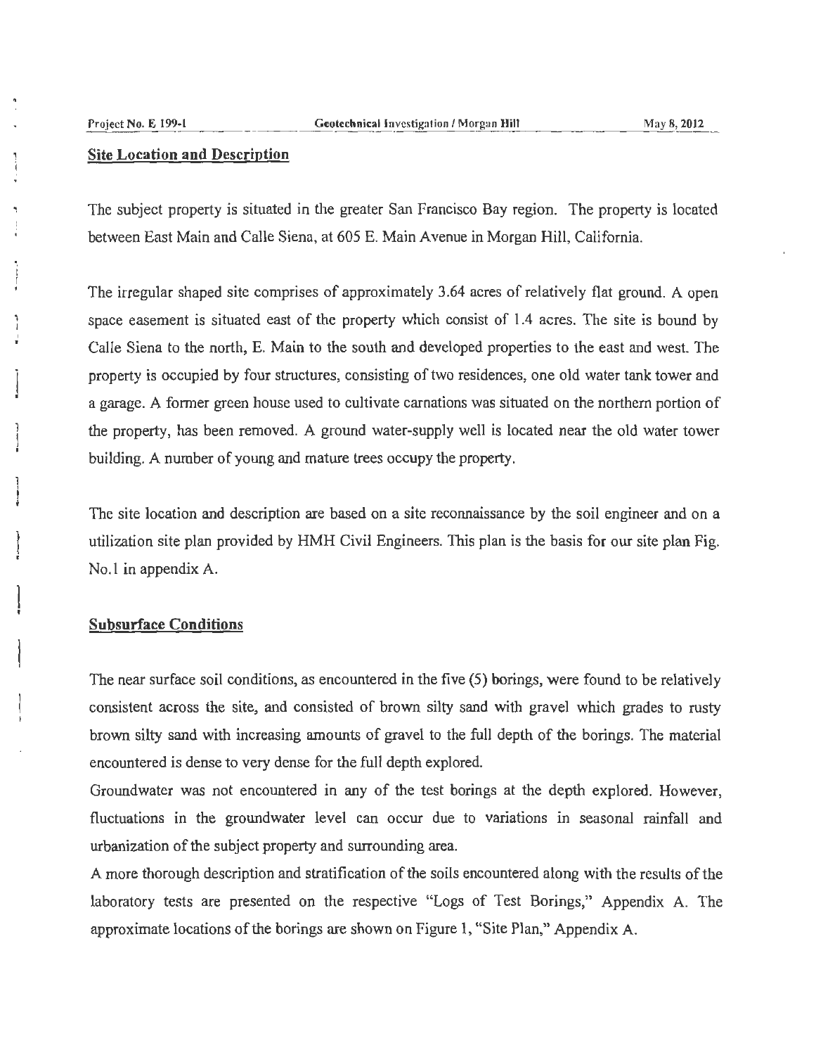## Site Location and Description

The subject property is situated in the greater San Francisco Bay region. The property is located between East Main and Calle Siena, at 605 E. Main Avenue in Morgan Hill, California.

The irregular shaped site comprises of approximately 3.64 acres of relatively flat ground. A open space easement is situated east of the property which consist of 1.4 acres. The site is bound by Calle Siena to the north, E. Main to the south and developed properties to the east and west. The property is occupied by four structures, consisting of two residences, one old water tank tower and a garage. A former green house used to cultivate carnations was situated on the northern portion of the property, has been removed. A ground water-supply well is located near the old water tower building. A number of young and mature trees occupy the property.

The site location and description are based on a site reconnaissance by the soil engineer and on a utilization site plan provided by HMH Civil Engineers. This plan is the basis for our site plan Fig. No.1 in appendix A.

## Subsurface Conditions

The near surface soil conditions, as encountered in the five (5) borings, were found to be relatively consistent across the site, and consisted of brown silty sand with gravel which grades to rusty brown silty sand with increasing amounts of gravel to the full depth of the borings. The material encountered is dense to very dense for the full depth explored.

Groundwater was not encountered in any of the test borings at the depth explored. However, fluctuations in the groundwater level can occur due to variations in seasonal rainfall and urbanization of the subject property and surrounding area.

A more thorough description and stratification of the soils encountered along with the results of the laboratory tests are presented on the respective "Logs of Test Borings," Appendix A. The approximate locations of the borings are shown on Figure 1, "Site Plan," Appendix A.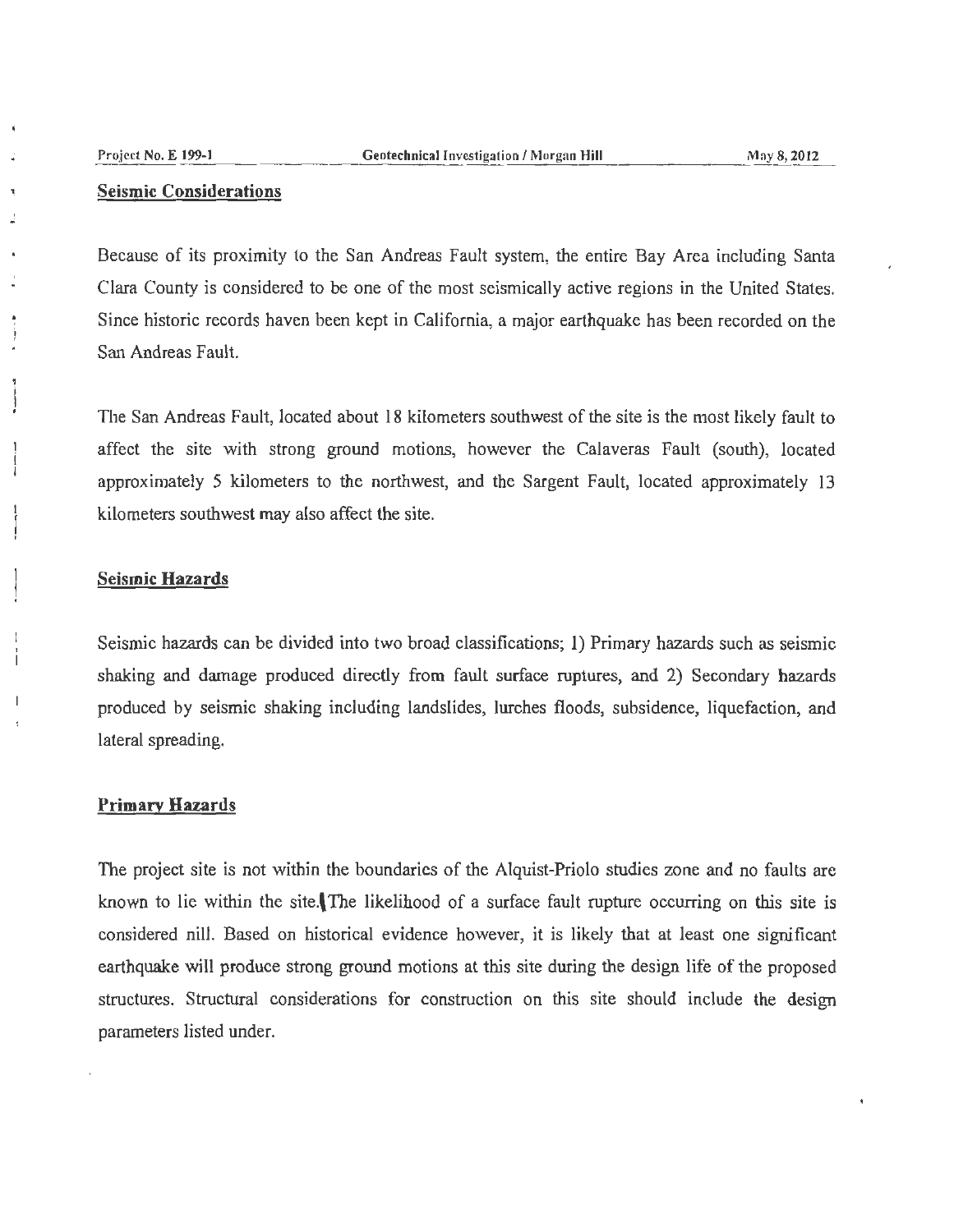## Seismic Considerations

Because of its proximity to the San Andreas Fault system, the entire Bay Area including Santa Clara County is considered to be one of the most seismically active regions in the United States. Since historic records haven been kept in California, a major earthquake has been recorded on the San Andreas Fault.

The San Andreas Fault, located about 18 kilometers southwest of the site is the most likely fault to affect the site with strong ground motions, however the Calaveras Fault (south), located approximately 5 kilometers to the northwest, and the Sargent Fault, located approximately 13 kilometers southwest may also affect the site.

## Seismic Hazards

Seismic hazards can be divided into two broad classifications; 1) Primary hazards such as seismic shaking and damage produced directly from fault surface ruptures, and 2) Secondary hazards produced by seismic shaking including landslides, lurches floods, subsidence, liquefaction, and lateral spreading.

## Primary Hazards

The project site is not within the boundaries of the Alquist-Priolo studies zone and no faults are known to lie within the site. The likelihood of a surface fault rupture occurring on this site is considered nill. Based on historical evidence however, it is likely that at least one significant earthquake will produce strong ground motions at this site during the design life of the proposed structures. Structural considerations for construction on this site should include the design parameters listed under.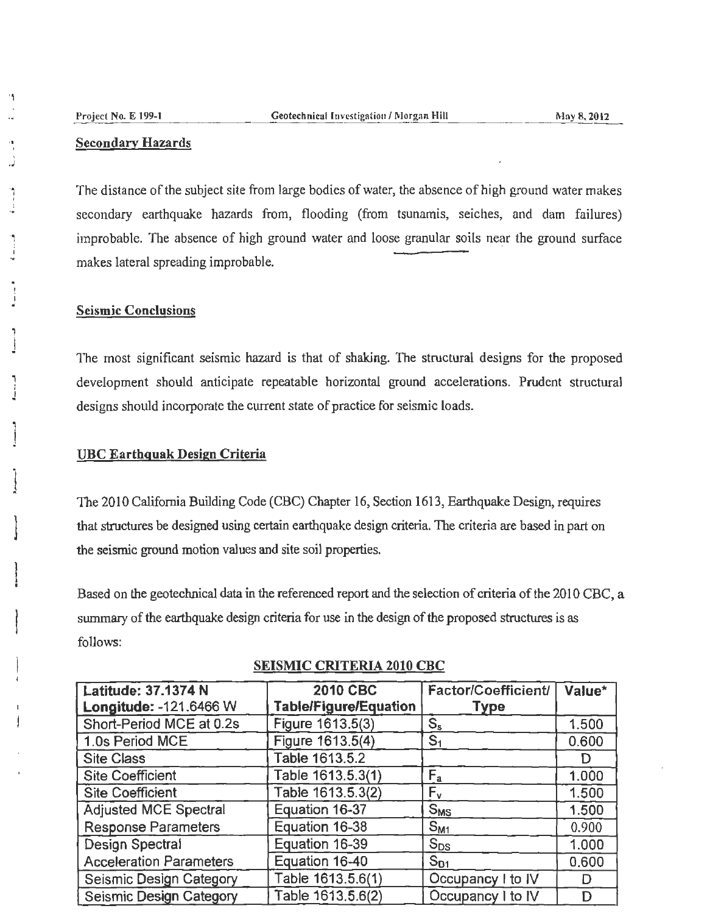## Secondary Hazards

The distance of the subject site from large bodies of water, the absence of high ground water makes secondary earthquake hazards from, flooding (from tsunamis, seiches, and dam failures) improbable. The absence of high ground water and loose granular soils near the ground surface makes lateral spreading improbable.

## Seismic Conclusions

The most significant seismic hazard is that of shaking. The structural designs for the proposed development should anticipate repeatable horizontal ground accelerations. Prudent structural designs should incorporate the current state of practice for seismic loads.

## UBC Earthquak Design Criteria

The 2010 California Building Code (CBC) Chapter 16, Section 1613, Earthquake Design, requires that structures be designed using certain earthquake design criteria. The criteria are based in part on the seismic ground motion values and site soil properties.

Based on the geotechnical data in the referenced report and the selection of criteria of the 2010 CBC, a summary of the earthquake design criteria for use in the design of the proposed structures is as follows:

**SEISMIC CRITERIA 2010 CBC**

| **Latitude: 37.1374 N** **Longitude: -121.6466 W** | **2010 CBC Table/Figure/Equation** | **Factor/Coefficient/ Type** | **Value*** |
|---|---|---|---|
| Short-Period MCE at 0.2s | Figure 1613.5(3) | $S_s$ | 1.500 |
| 1.0s Period MCE | Figure 1613.5(4) | $S_1$ | 0.600 |
| Site Class | Table 1613.5.2 | | D |
| Site Coefficient | Table 1613.5.3(1) | $F_a$ | 1.000 |
| Site Coefficient | Table 1613.5.3(2) | $F_v$ | 1.500 |
| Adjusted MCE Spectral Response Parameters | Equation 16-37 | $S_{MS}$ | 1.500 |
| | Equation 16-38 | $S_{M1}$ | 0.900 |
| Design Spectral Acceleration Parameters | Equation 16-39 | $S_{DS}$ | 1.000 |
| | Equation 16-40 | $S_{D1}$ | 0.600 |
| Seismic Design Category | Table 1613.5.6(1) | Occupancy I to IV | D |
| Seismic Design Category | Table 1613.5.6(2) | Occupancy I to IV | D |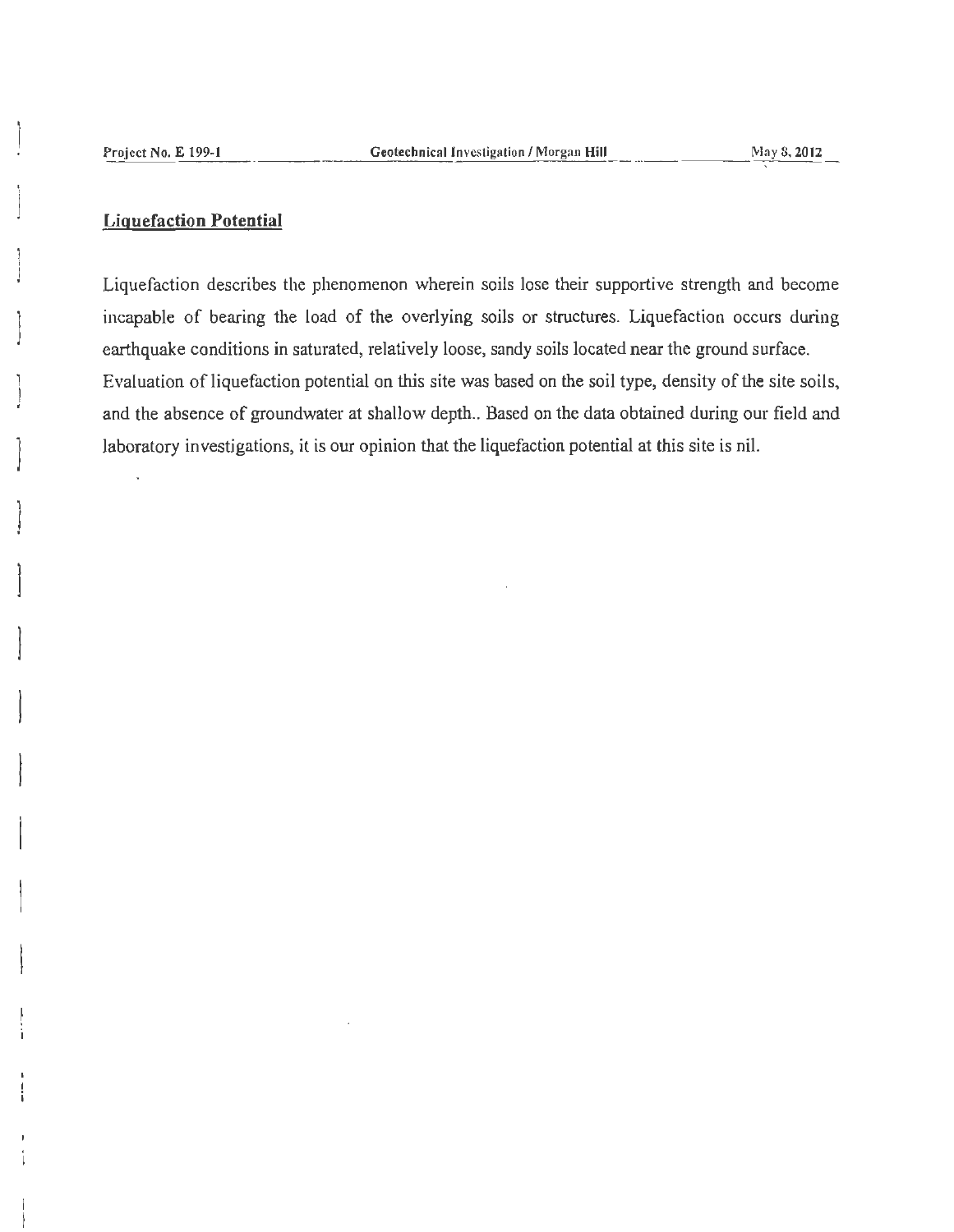## Liquefaction Potential

Liquefaction describes the phenomenon wherein soils lose their supportive strength and become incapable of bearing the load of the overlying soils or structures. Liquefaction occurs during earthquake conditions in saturated, relatively loose, sandy soils located near the ground surface. Evaluation of liquefaction potential on this site was based on the soil type, density of the site soils, and the absence of groundwater at shallow depth.. Based on the data obtained during our field and laboratory investigations, it is our opinion that the liquefaction potential at this site is nil.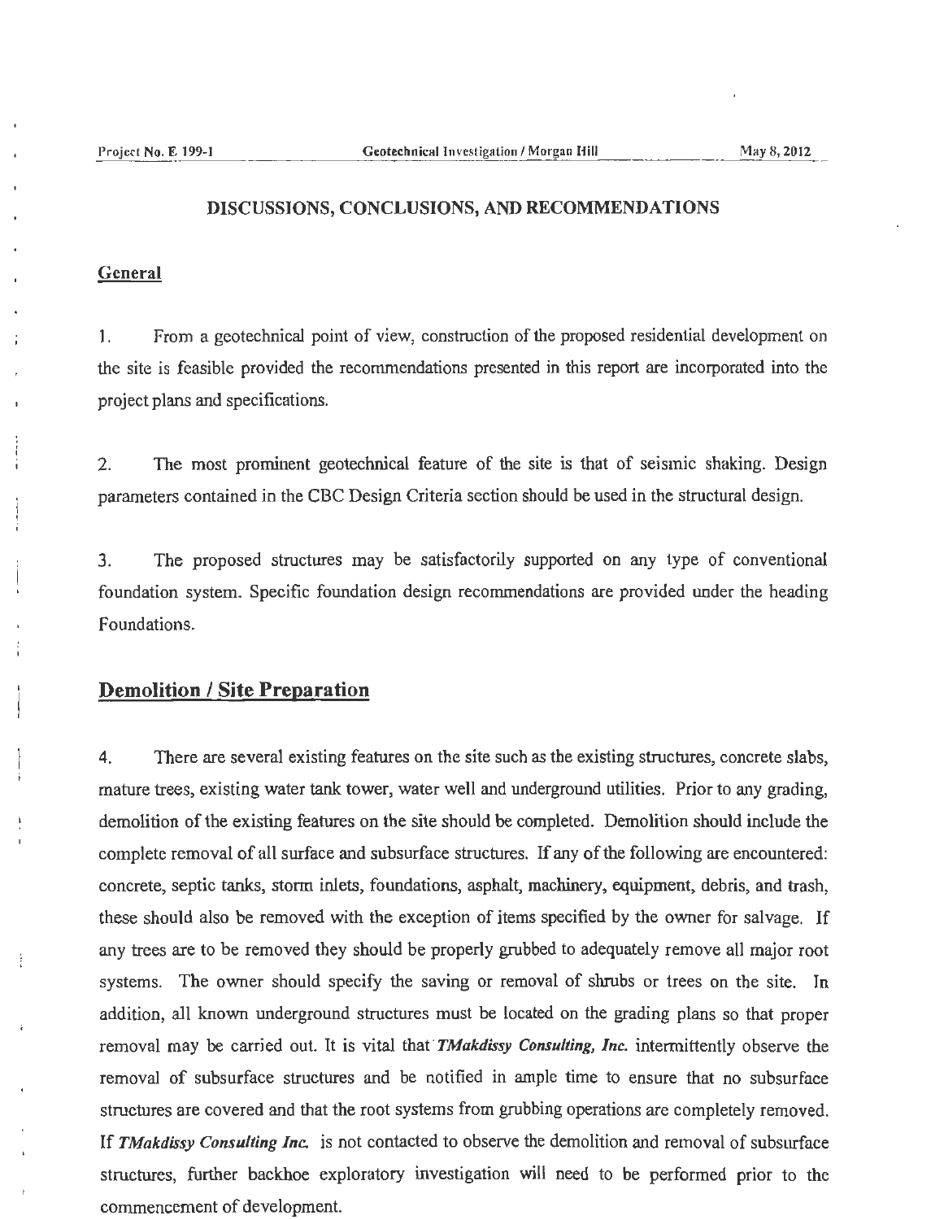## DISCUSSIONS, CONCLUSIONS, AND RECOMMENDATIONS

### General

1. From a geotechnical point of view, construction of the proposed residential development on the site is feasible provided the recommendations presented in this report are incorporated into the project plans and specifications.

2. The most prominent geotechnical feature of the site is that of seismic shaking. Design parameters contained in the CBC Design Criteria section should be used in the structural design.

3. The proposed structures may be satisfactorily supported on any type of conventional foundation system. Specific foundation design recommendations are provided under the heading Foundations.

### Demolition / Site Preparation

4. There are several existing features on the site such as the existing structures, concrete slabs, mature trees, existing water tank tower, water well and underground utilities. Prior to any grading, demolition of the existing features on the site should be completed. Demolition should include the complete removal of all surface and subsurface structures. If any of the following are encountered: concrete, septic tanks, storm inlets, foundations, asphalt, machinery, equipment, debris, and trash, these should also be removed with the exception of items specified by the owner for salvage. If any trees are to be removed they should be properly grubbed to adequately remove all major root systems. The owner should specify the saving or removal of shrubs or trees on the site. In addition, all known underground structures must be located on the grading plans so that proper removal may be carried out. It is vital that ***TMakdissy Consulting, Inc.*** intermittently observe the removal of subsurface structures and be notified in ample time to ensure that no subsurface structures are covered and that the root systems from grubbing operations are completely removed. If ***TMakdissy Consulting Inc.*** is not contacted to observe the demolition and removal of subsurface structures, further backhoe exploratory investigation will need to be performed prior to the commencement of development.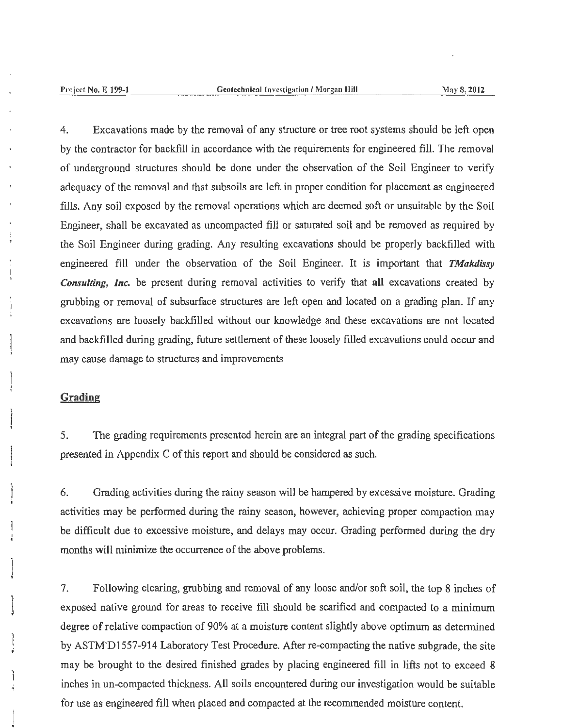4. Excavations made by the removal of any structure or tree root systems should be left open by the contractor for backfill in accordance with the requirements for engineered fill. The removal of underground structures should be done under the observation of the Soil Engineer to verify adequacy of the removal and that subsoils are left in proper condition for placement as engineered fills. Any soil exposed by the removal operations which are deemed soft or unsuitable by the Soil Engineer, shall be excavated as uncompacted fill or saturated soil and be removed as required by the Soil Engineer during grading. Any resulting excavations should be properly backfilled with engineered fill under the observation of the Soil Engineer. It is important that ***TMakdissy Consulting, Inc.*** be present during removal activities to verify that **all** excavations created by grubbing or removal of subsurface structures are left open and located on a grading plan. If any excavations are loosely backfilled without our knowledge and these excavations are not located and backfilled during grading, future settlement of these loosely filled excavations could occur and may cause damage to structures and improvements

## Grading

5. The grading requirements presented herein are an integral part of the grading specifications presented in Appendix C of this report and should be considered as such.

6. Grading activities during the rainy season will be hampered by excessive moisture. Grading activities may be performed during the rainy season, however, achieving proper compaction may be difficult due to excessive moisture, and delays may occur. Grading performed during the dry months will minimize the occurrence of the above problems.

7. Following clearing, grubbing and removal of any loose and/or soft soil, the top 8 inches of exposed native ground for areas to receive fill should be scarified and compacted to a minimum degree of relative compaction of 90% at a moisture content slightly above optimum as determined by ASTM D1557-914 Laboratory Test Procedure. After re-compacting the native subgrade, the site may be brought to the desired finished grades by placing engineered fill in lifts not to exceed 8 inches in un-compacted thickness. All soils encountered during our investigation would be suitable for use as engineered fill when placed and compacted at the recommended moisture content.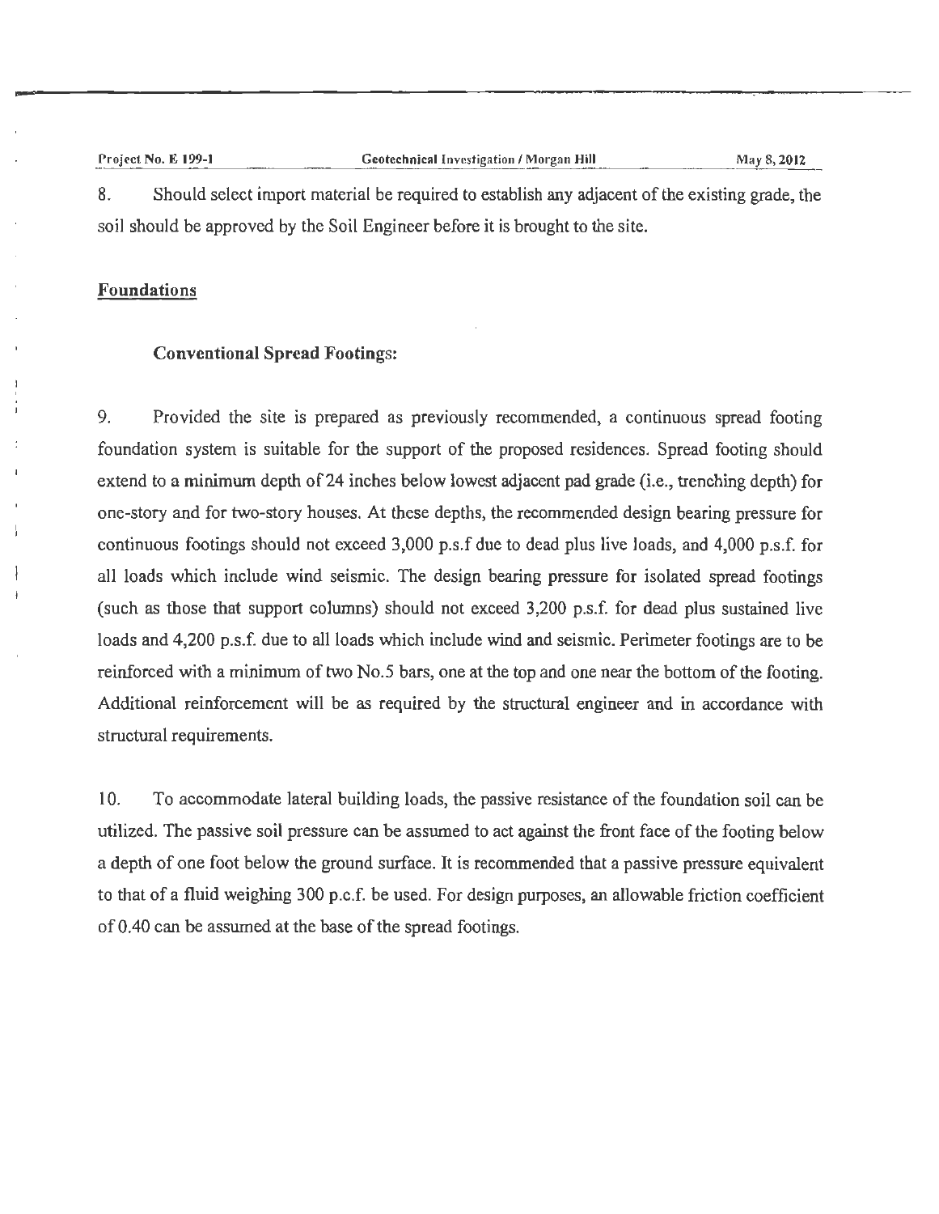8. Should select import material be required to establish any adjacent of the existing grade, the soil should be approved by the Soil Engineer before it is brought to the site.

## Foundations

### Conventional Spread Footings:

9. Provided the site is prepared as previously recommended, a continuous spread footing foundation system is suitable for the support of the proposed residences. Spread footing should extend to a minimum depth of 24 inches below lowest adjacent pad grade (i.e., trenching depth) for one-story and for two-story houses. At these depths, the recommended design bearing pressure for continuous footings should not exceed 3,000 p.s.f due to dead plus live loads, and 4,000 p.s.f. for all loads which include wind seismic. The design bearing pressure for isolated spread footings (such as those that support columns) should not exceed 3,200 p.s.f. for dead plus sustained live loads and 4,200 p.s.f. due to all loads which include wind and seismic. Perimeter footings are to be reinforced with a minimum of two No.5 bars, one at the top and one near the bottom of the footing. Additional reinforcement will be as required by the structural engineer and in accordance with structural requirements.

10. To accommodate lateral building loads, the passive resistance of the foundation soil can be utilized. The passive soil pressure can be assumed to act against the front face of the footing below a depth of one foot below the ground surface. It is recommended that a passive pressure equivalent to that of a fluid weighing 300 p.c.f. be used. For design purposes, an allowable friction coefficient of 0.40 can be assumed at the base of the spread footings.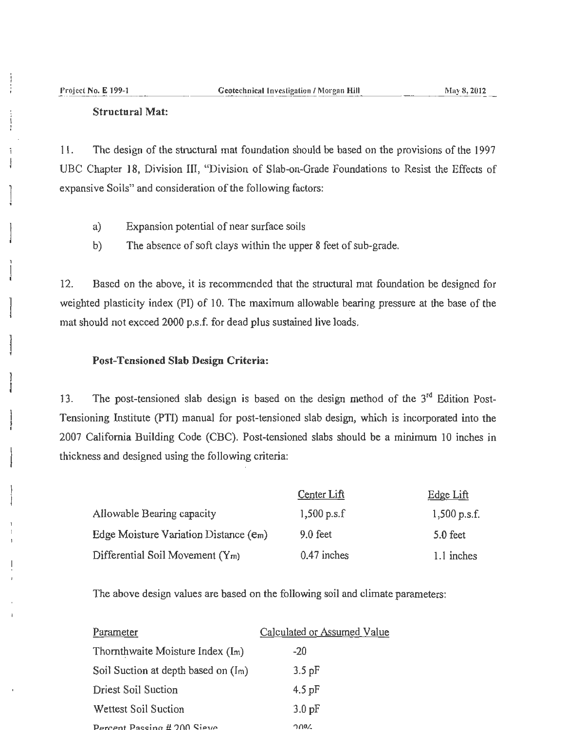### Structural Mat:

11. The design of the structural mat foundation should be based on the provisions of the 1997 UBC Chapter 18, Division III, "Division of Slab-on-Grade Foundations to Resist the Effects of expansive Soils" and consideration of the following factors:

   a) Expansion potential of near surface soils
   b) The absence of soft clays within the upper 8 feet of sub-grade.

12. Based on the above, it is recommended that the structural mat foundation be designed for weighted plasticity index (PI) of 10. The maximum allowable bearing pressure at the base of the mat should not exceed 2000 p.s.f. for dead plus sustained live loads.

### Post-Tensioned Slab Design Criteria:

13. The post-tensioned slab design is based on the design method of the 3rd Edition Post-Tensioning Institute (PTI) manual for post-tensioned slab design, which is incorporated into the 2007 California Building Code (CBC). Post-tensioned slabs should be a minimum 10 inches in thickness and designed using the following criteria:

| | Center Lift | Edge Lift |
|---|---|---|
| Allowable Bearing capacity | 1,500 p.s.f | 1,500 p.s.f. |
| Edge Moisture Variation Distance ($e_m$) | 9.0 feet | 5.0 feet |
| Differential Soil Movement ($Y_m$) | 0.47 inches | 1.1 inches |

The above design values are based on the following soil and climate parameters:

| Parameter | Calculated or Assumed Value |
|---|---|
| Thornthwaite Moisture Index ($I_m$) | -20 |
| Soil Suction at depth based on ($I_m$) | 3.5 pF |
| Driest Soil Suction | 4.5 pF |
| Wettest Soil Suction | 3.0 pF |
| Percent Passing # 200 Sieve | 20% |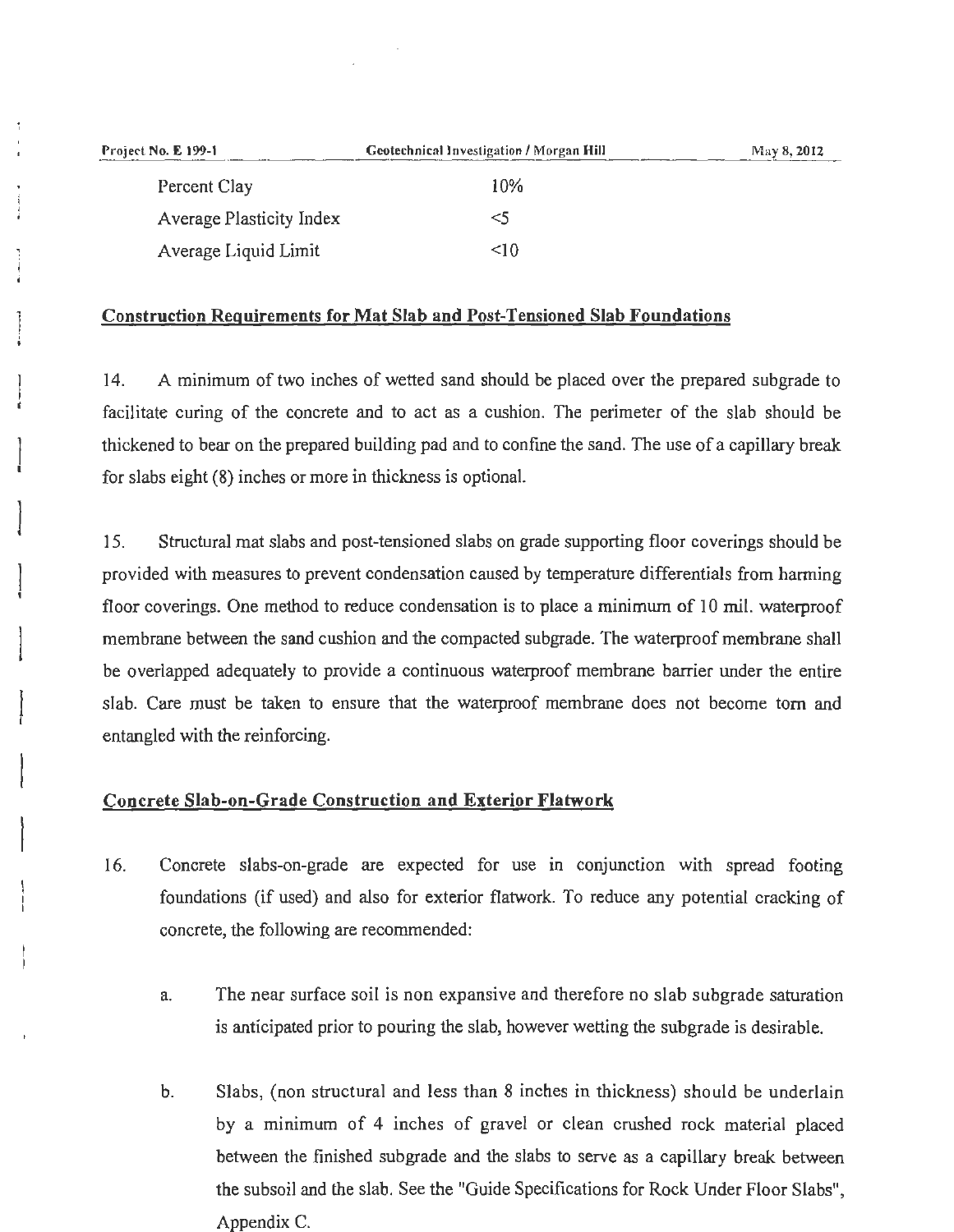| | |
|---|---|
| Percent Clay | 10% |
| Average Plasticity Index | <5 |
| Average Liquid Limit | <10 |

## Construction Requirements for Mat Slab and Post-Tensioned Slab Foundations

14. A minimum of two inches of wetted sand should be placed over the prepared subgrade to facilitate curing of the concrete and to act as a cushion. The perimeter of the slab should be thickened to bear on the prepared building pad and to confine the sand. The use of a capillary break for slabs eight (8) inches or more in thickness is optional.

15. Structural mat slabs and post-tensioned slabs on grade supporting floor coverings should be provided with measures to prevent condensation caused by temperature differentials from harming floor coverings. One method to reduce condensation is to place a minimum of 10 mil. waterproof membrane between the sand cushion and the compacted subgrade. The waterproof membrane shall be overlapped adequately to provide a continuous waterproof membrane barrier under the entire slab. Care must be taken to ensure that the waterproof membrane does not become torn and entangled with the reinforcing.

## Concrete Slab-on-Grade Construction and Exterior Flatwork

16. Concrete slabs-on-grade are expected for use in conjunction with spread footing foundations (if used) and also for exterior flatwork. To reduce any potential cracking of concrete, the following are recommended:

    a. The near surface soil is non expansive and therefore no slab subgrade saturation is anticipated prior to pouring the slab, however wetting the subgrade is desirable.

    b. Slabs, (non structural and less than 8 inches in thickness) should be underlain by a minimum of 4 inches of gravel or clean crushed rock material placed between the finished subgrade and the slabs to serve as a capillary break between the subsoil and the slab. See the "Guide Specifications for Rock Under Floor Slabs", Appendix C.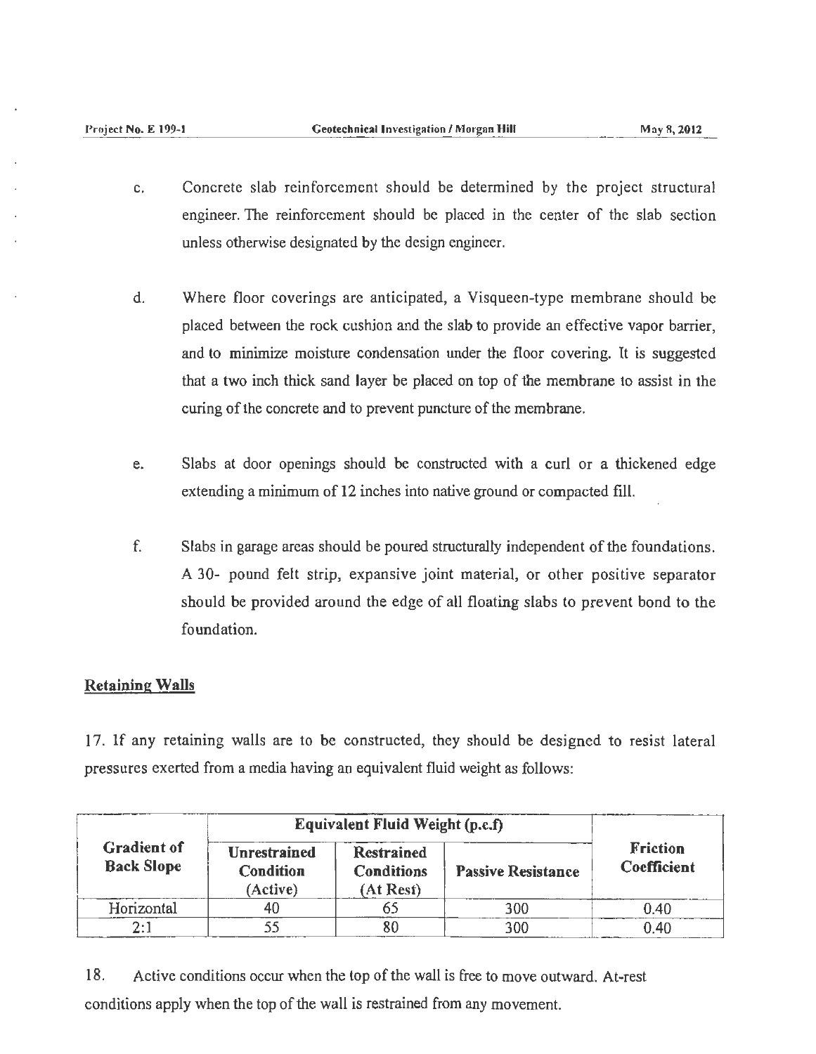c. Concrete slab reinforcement should be determined by the project structural engineer. The reinforcement should be placed in the center of the slab section unless otherwise designated by the design engineer.

d. Where floor coverings are anticipated, a Visqueen-type membrane should be placed between the rock cushion and the slab to provide an effective vapor barrier, and to minimize moisture condensation under the floor covering. It is suggested that a two inch thick sand layer be placed on top of the membrane to assist in the curing of the concrete and to prevent puncture of the membrane.

e. Slabs at door openings should be constructed with a curl or a thickened edge extending a minimum of 12 inches into native ground or compacted fill.

f. Slabs in garage areas should be poured structurally independent of the foundations. A 30- pound felt strip, expansive joint material, or other positive separator should be provided around the edge of all floating slabs to prevent bond to the foundation.

## Retaining Walls

17. If any retaining walls are to be constructed, they should be designed to resist lateral pressures exerted from a media having an equivalent fluid weight as follows:

| Gradient of Back Slope | Equivalent Fluid Weight (p.c.f) | | | Friction Coefficient |
|---|---|---|---|---|
| | Unrestrained Condition (Active) | Restrained Conditions (At Rest) | Passive Resistance | |
| Horizontal | 40 | 65 | 300 | 0.40 |
| 2:1 | 55 | 80 | 300 | 0.40 |

18. Active conditions occur when the top of the wall is free to move outward. At-rest conditions apply when the top of the wall is restrained from any movement.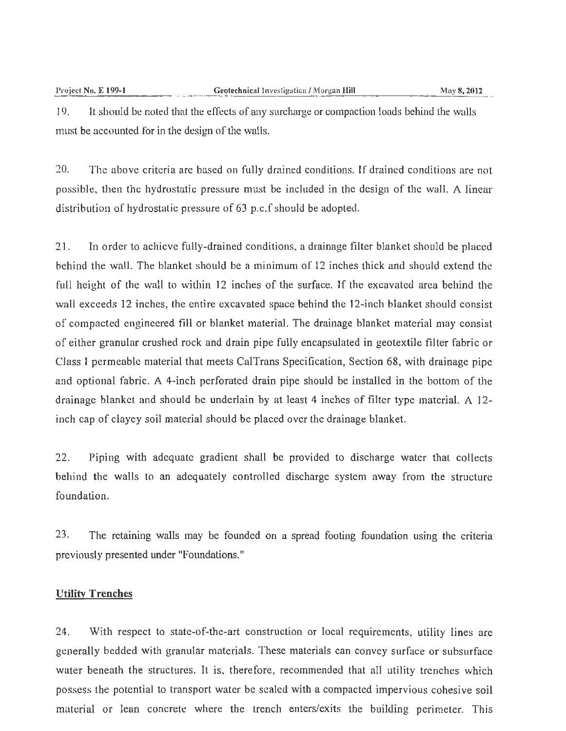19. It should be noted that the effects of any surcharge or compaction loads behind the walls must be accounted for in the design of the walls.

20. The above criteria are based on fully drained conditions. If drained conditions are not possible, then the hydrostatic pressure must be included in the design of the wall. A linear distribution of hydrostatic pressure of 63 p.c.f should be adopted.

21. In order to achieve fully-drained conditions, a drainage filter blanket should be placed behind the wall. The blanket should be a minimum of 12 inches thick and should extend the full height of the wall to within 12 inches of the surface. If the excavated area behind the wall exceeds 12 inches, the entire excavated space behind the 12-inch blanket should consist of compacted engineered fill or blanket material. The drainage blanket material may consist of either granular crushed rock and drain pipe fully encapsulated in geotextile filter fabric or Class I permeable material that meets CalTrans Specification, Section 68, with drainage pipe and optional fabric. A 4-inch perforated drain pipe should be installed in the bottom of the drainage blanket and should be underlain by at least 4 inches of filter type material. A 12-inch cap of clayey soil material should be placed over the drainage blanket.

22. Piping with adequate gradient shall be provided to discharge water that collects behind the walls to an adequately controlled discharge system away from the structure foundation.

23. The retaining walls may be founded on a spread footing foundation using the criteria previously presented under "Foundations."

## Utility Trenches

24. With respect to state-of-the-art construction or local requirements, utility lines are generally bedded with granular materials. These materials can convey surface or subsurface water beneath the structures. It is, therefore, recommended that all utility trenches which possess the potential to transport water be sealed with a compacted impervious cohesive soil material or lean concrete where the trench enters/exits the building perimeter. This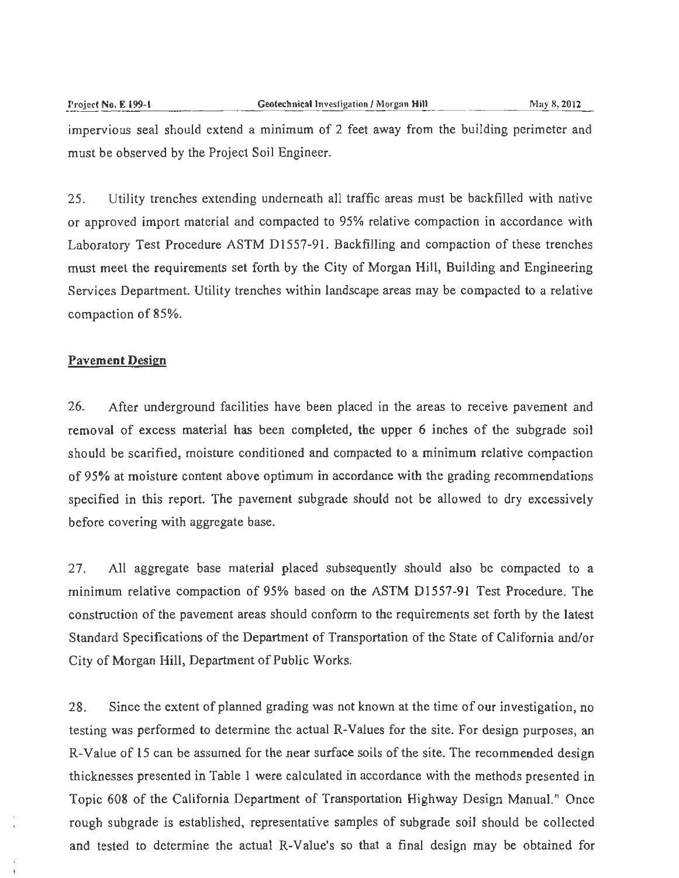impervious seal should extend a minimum of 2 feet away from the building perimeter and must be observed by the Project Soil Engineer.

25. Utility trenches extending underneath all traffic areas must be backfilled with native or approved import material and compacted to 95% relative compaction in accordance with Laboratory Test Procedure ASTM D1557-91. Backfilling and compaction of these trenches must meet the requirements set forth by the City of Morgan Hill, Building and Engineering Services Department. Utility trenches within landscape areas may be compacted to a relative compaction of 85%.

**Pavement Design**

26. After underground facilities have been placed in the areas to receive pavement and removal of excess material has been completed, the upper 6 inches of the subgrade soil should be scarified, moisture conditioned and compacted to a minimum relative compaction of 95% at moisture content above optimum in accordance with the grading recommendations specified in this report. The pavement subgrade should not be allowed to dry excessively before covering with aggregate base.

27. All aggregate base material placed subsequently should also be compacted to a minimum relative compaction of 95% based on the ASTM D1557-91 Test Procedure. The construction of the pavement areas should conform to the requirements set forth by the latest Standard Specifications of the Department of Transportation of the State of California and/or City of Morgan Hill, Department of Public Works.

28. Since the extent of planned grading was not known at the time of our investigation, no testing was performed to determine the actual R-Values for the site. For design purposes, an R-Value of 15 can be assumed for the near surface soils of the site. The recommended design thicknesses presented in Table 1 were calculated in accordance with the methods presented in Topic 608 of the California Department of Transportation Highway Design Manual." Once rough subgrade is established, representative samples of subgrade soil should be collected and tested to determine the actual R-Value's so that a final design may be obtained for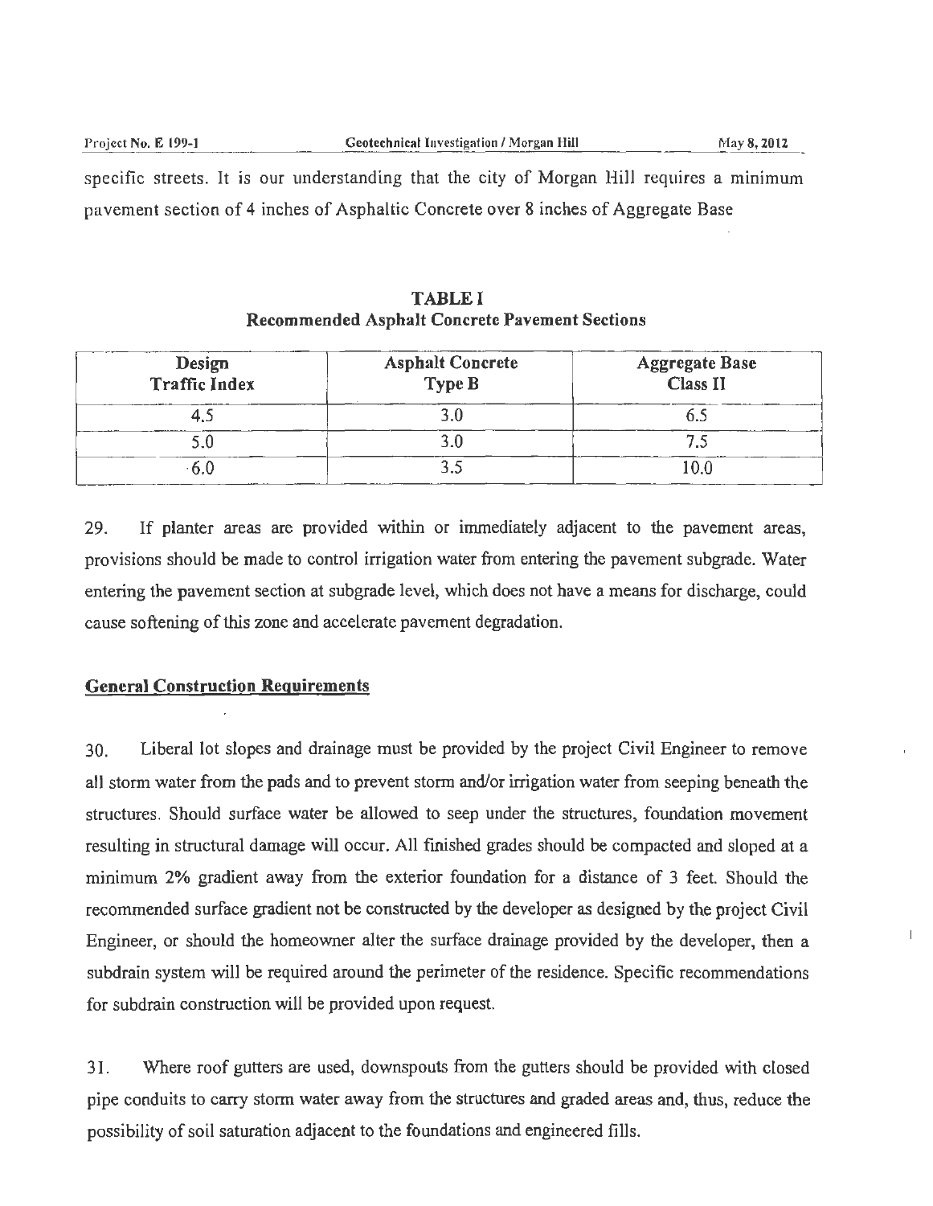specific streets. It is our understanding that the city of Morgan Hill requires a minimum pavement section of 4 inches of Asphaltic Concrete over 8 inches of Aggregate Base

**TABLE I**
**Recommended Asphalt Concrete Pavement Sections**

| Design Traffic Index | Asphalt Concrete Type B | Aggregate Base Class II |
|---|---|---|
| 4.5 | 3.0 | 6.5 |
| 5.0 | 3.0 | 7.5 |
| 6.0 | 3.5 | 10.0 |

29. If planter areas are provided within or immediately adjacent to the pavement areas, provisions should be made to control irrigation water from entering the pavement subgrade. Water entering the pavement section at subgrade level, which does not have a means for discharge, could cause softening of this zone and accelerate pavement degradation.

## General Construction Requirements

30. Liberal lot slopes and drainage must be provided by the project Civil Engineer to remove all storm water from the pads and to prevent storm and/or irrigation water from seeping beneath the structures. Should surface water be allowed to seep under the structures, foundation movement resulting in structural damage will occur. All finished grades should be compacted and sloped at a minimum 2% gradient away from the exterior foundation for a distance of 3 feet. Should the recommended surface gradient not be constructed by the developer as designed by the project Civil Engineer, or should the homeowner alter the surface drainage provided by the developer, then a subdrain system will be required around the perimeter of the residence. Specific recommendations for subdrain construction will be provided upon request.

31. Where roof gutters are used, downspouts from the gutters should be provided with closed pipe conduits to carry storm water away from the structures and graded areas and, thus, reduce the possibility of soil saturation adjacent to the foundations and engineered fills.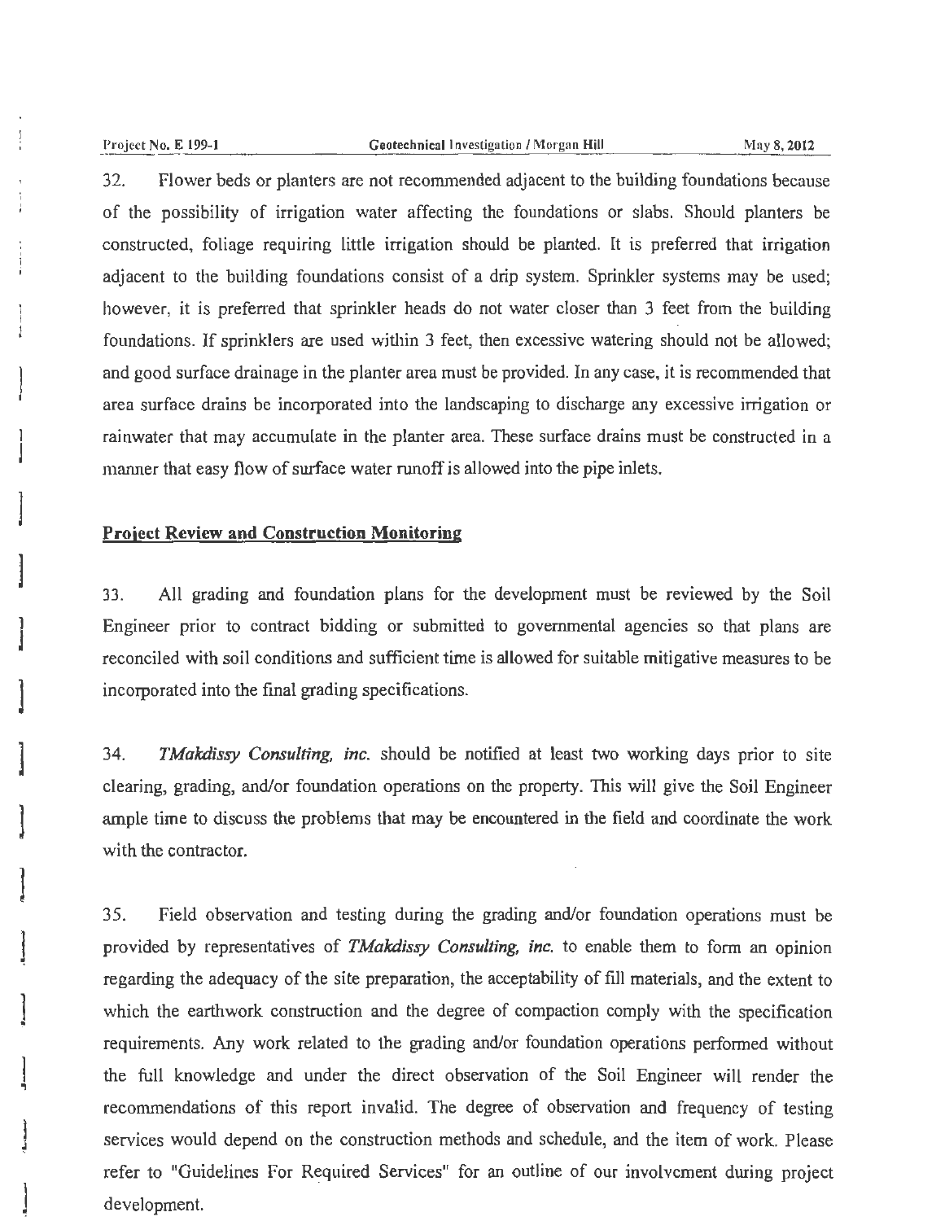32. Flower beds or planters are not recommended adjacent to the building foundations because of the possibility of irrigation water affecting the foundations or slabs. Should planters be constructed, foliage requiring little irrigation should be planted. It is preferred that irrigation adjacent to the building foundations consist of a drip system. Sprinkler systems may be used; however, it is preferred that sprinkler heads do not water closer than 3 feet from the building foundations. If sprinklers are used within 3 feet, then excessive watering should not be allowed; and good surface drainage in the planter area must be provided. In any case, it is recommended that area surface drains be incorporated into the landscaping to discharge any excessive irrigation or rainwater that may accumulate in the planter area. These surface drains must be constructed in a manner that easy flow of surface water runoff is allowed into the pipe inlets.

## Project Review and Construction Monitoring

33. All grading and foundation plans for the development must be reviewed by the Soil Engineer prior to contract bidding or submitted to governmental agencies so that plans are reconciled with soil conditions and sufficient time is allowed for suitable mitigative measures to be incorporated into the final grading specifications.

34. *TMakdissy Consulting, inc.* should be notified at least two working days prior to site clearing, grading, and/or foundation operations on the property. This will give the Soil Engineer ample time to discuss the problems that may be encountered in the field and coordinate the work with the contractor.

35. Field observation and testing during the grading and/or foundation operations must be provided by representatives of *TMakdissy Consulting, inc.* to enable them to form an opinion regarding the adequacy of the site preparation, the acceptability of fill materials, and the extent to which the earthwork construction and the degree of compaction comply with the specification requirements. Any work related to the grading and/or foundation operations performed without the full knowledge and under the direct observation of the Soil Engineer will render the recommendations of this report invalid. The degree of observation and frequency of testing services would depend on the construction methods and schedule, and the item of work. Please refer to "Guidelines For Required Services" for an outline of our involvement during project development.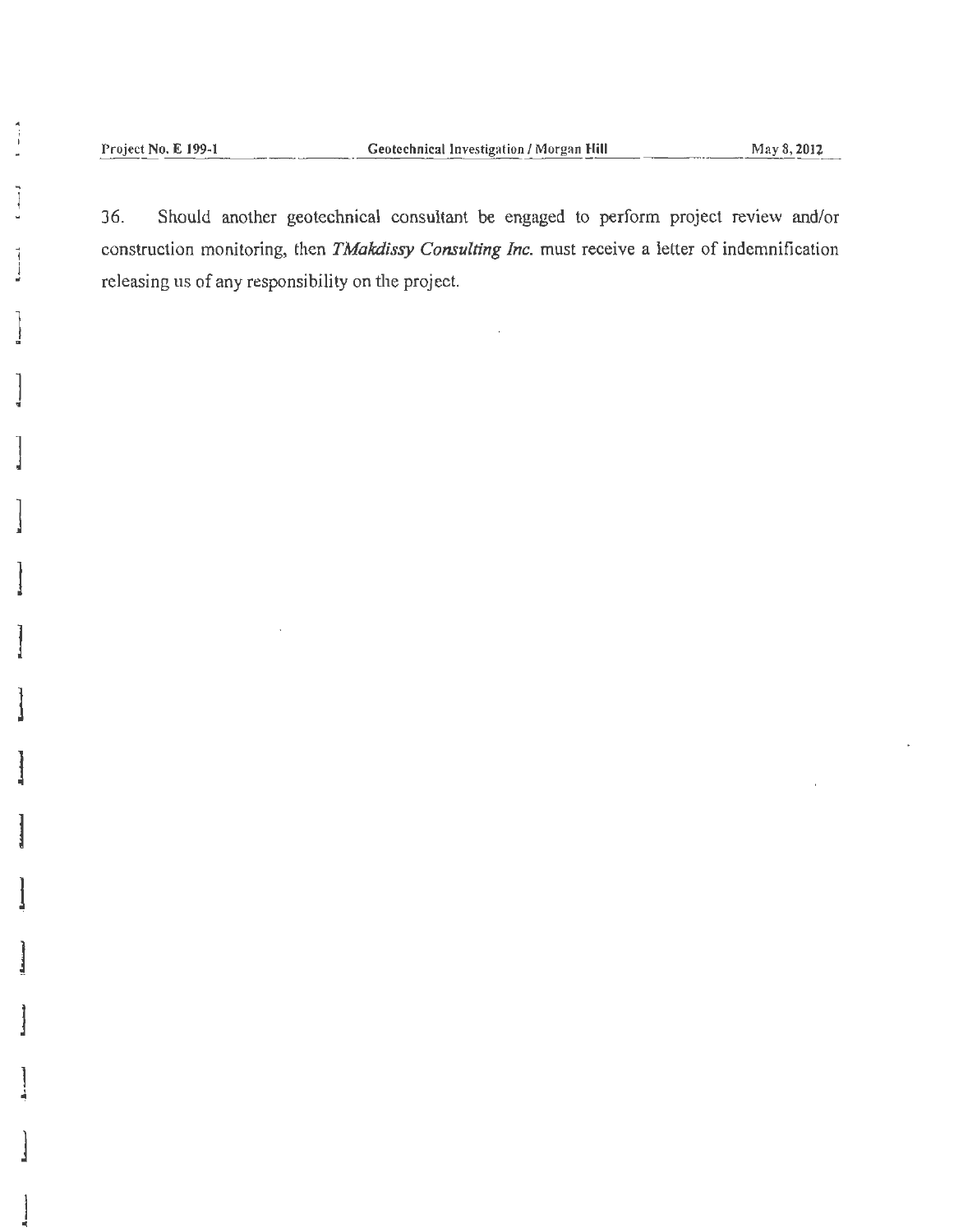36. Should another geotechnical consultant be engaged to perform project review and/or construction monitoring, then *TMakdissy Consulting Inc.* must receive a letter of indemnification releasing us of any responsibility on the project.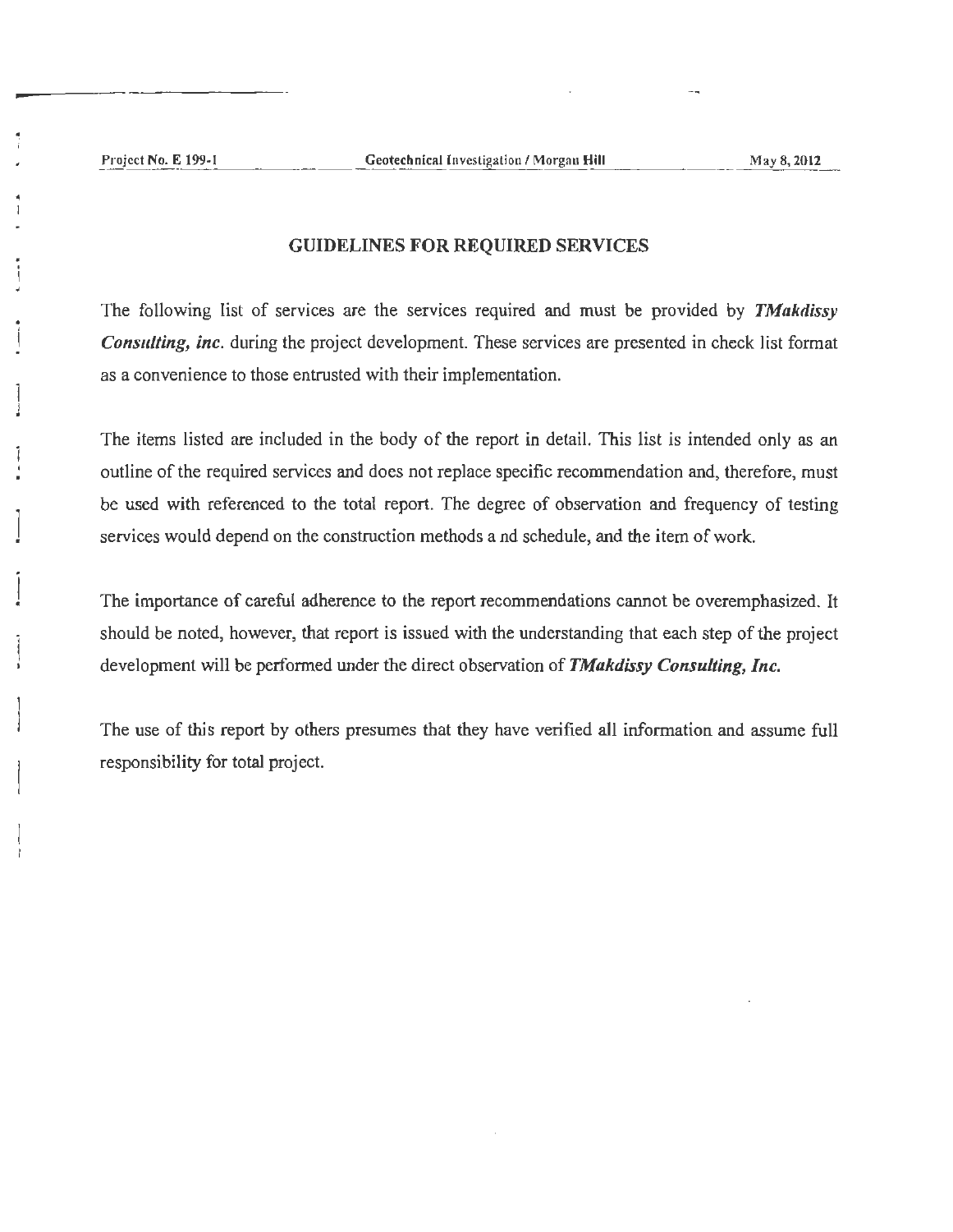## GUIDELINES FOR REQUIRED SERVICES

The following list of services are the services required and must be provided by ***TMakdissy Consulting, inc.*** during the project development. These services are presented in check list format as a convenience to those entrusted with their implementation.

The items listed are included in the body of the report in detail. This list is intended only as an outline of the required services and does not replace specific recommendation and, therefore, must be used with referenced to the total report. The degree of observation and frequency of testing services would depend on the construction methods a nd schedule, and the item of work.

The importance of careful adherence to the report recommendations cannot be overemphasized. It should be noted, however, that report is issued with the understanding that each step of the project development will be performed under the direct observation of ***TMakdissy Consulting, Inc.***

The use of this report by others presumes that they have verified all information and assume full responsibility for total project.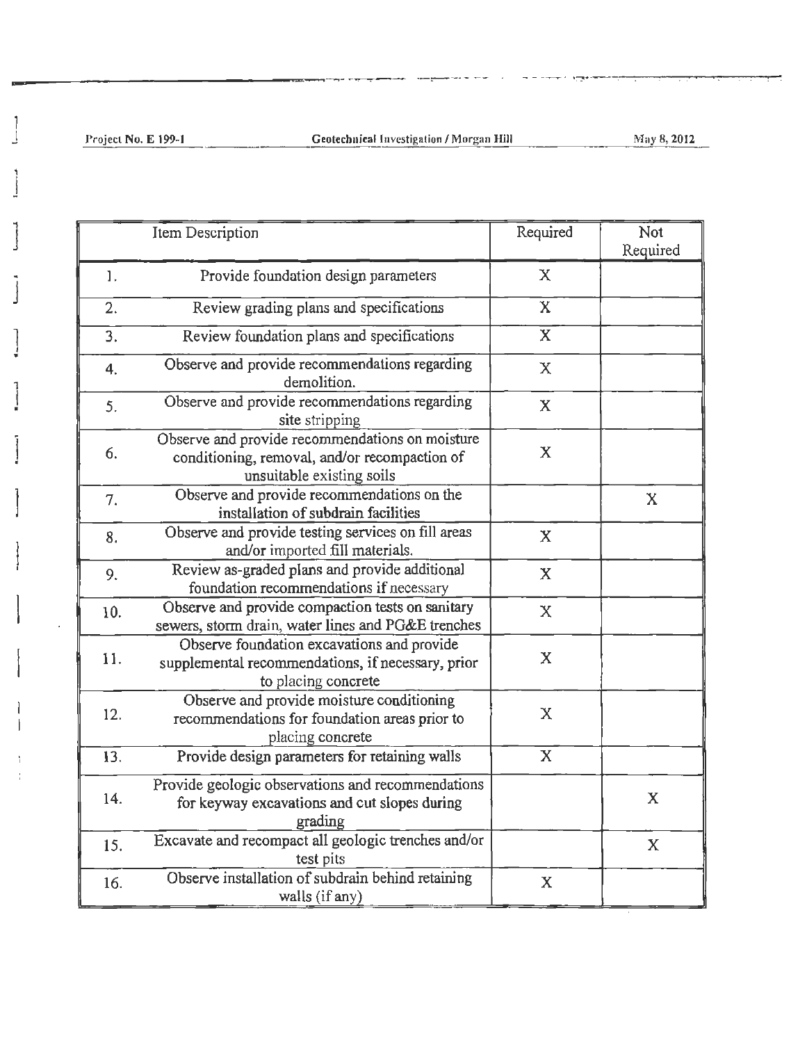| | Item Description | Required | Not Required |
|---|---|---|---|
| 1. | Provide foundation design parameters | X | |
| 2. | Review grading plans and specifications | X | |
| 3. | Review foundation plans and specifications | X | |
| 4. | Observe and provide recommendations regarding demolition. | X | |
| 5. | Observe and provide recommendations regarding site stripping | X | |
| 6. | Observe and provide recommendations on moisture conditioning, removal, and/or recompaction of unsuitable existing soils | X | |
| 7. | Observe and provide recommendations on the installation of subdrain facilities | | X |
| 8. | Observe and provide testing services on fill areas and/or imported fill materials. | X | |
| 9. | Review as-graded plans and provide additional foundation recommendations if necessary | X | |
| 10. | Observe and provide compaction tests on sanitary sewers, storm drain, water lines and PG&E trenches | X | |
| 11. | Observe foundation excavations and provide supplemental recommendations, if necessary, prior to placing concrete | X | |
| 12. | Observe and provide moisture conditioning recommendations for foundation areas prior to placing concrete | X | |
| 13. | Provide design parameters for retaining walls | X | |
| 14. | Provide geologic observations and recommendations for keyway excavations and cut slopes during grading | | X |
| 15. | Excavate and recompact all geologic trenches and/or test pits | | X |
| 16. | Observe installation of subdrain behind retaining walls (if any) | X | |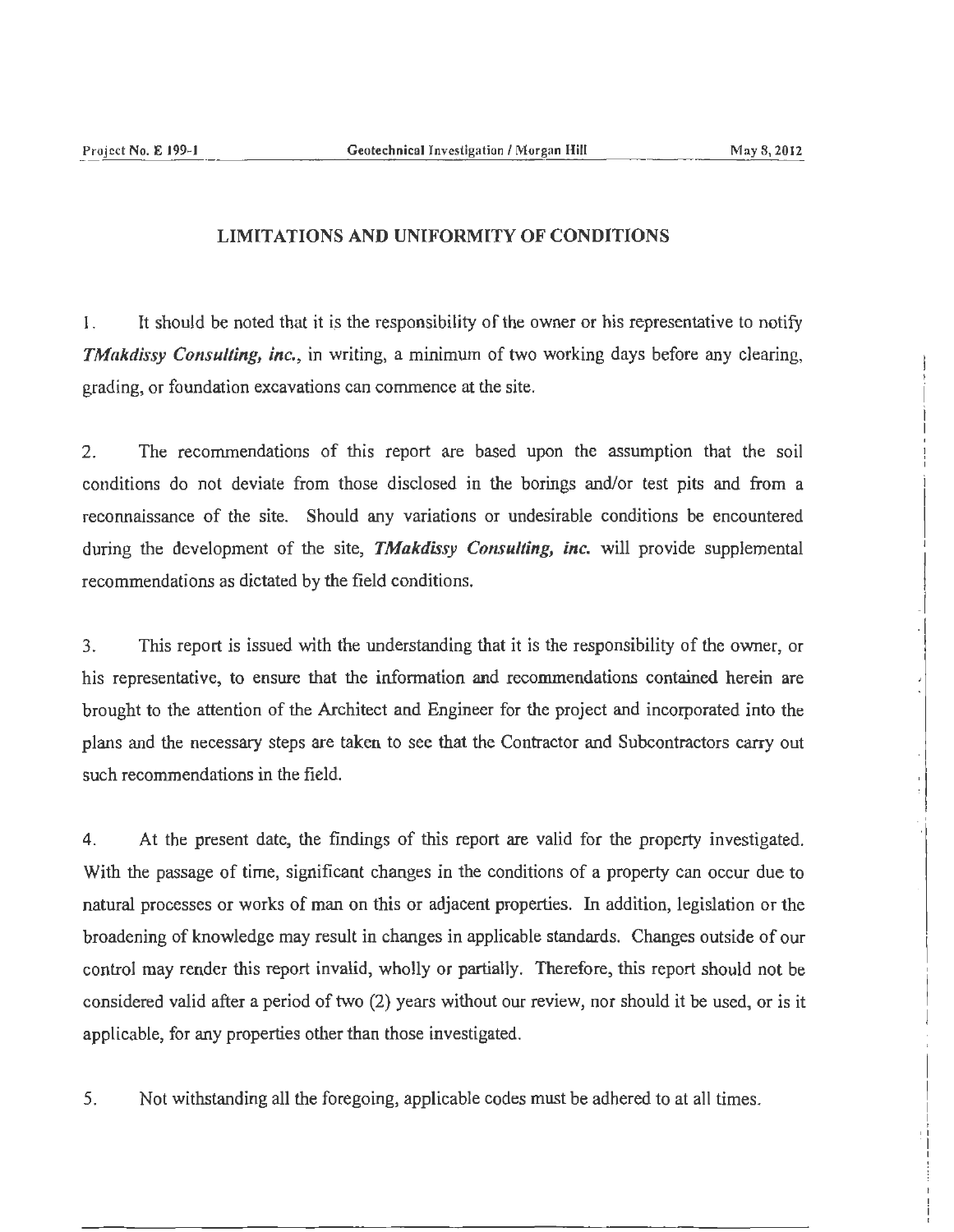## LIMITATIONS AND UNIFORMITY OF CONDITIONS

1. It should be noted that it is the responsibility of the owner or his representative to notify ***TMakdissy Consulting, inc.***, in writing, a minimum of two working days before any clearing, grading, or foundation excavations can commence at the site.

2. The recommendations of this report are based upon the assumption that the soil conditions do not deviate from those disclosed in the borings and/or test pits and from a reconnaissance of the site. Should any variations or undesirable conditions be encountered during the development of the site, ***TMakdissy Consulting, inc.*** will provide supplemental recommendations as dictated by the field conditions.

3. This report is issued with the understanding that it is the responsibility of the owner, or his representative, to ensure that the information and recommendations contained herein are brought to the attention of the Architect and Engineer for the project and incorporated into the plans and the necessary steps are taken to see that the Contractor and Subcontractors carry out such recommendations in the field.

4. At the present date, the findings of this report are valid for the property investigated. With the passage of time, significant changes in the conditions of a property can occur due to natural processes or works of man on this or adjacent properties. In addition, legislation or the broadening of knowledge may result in changes in applicable standards. Changes outside of our control may render this report invalid, wholly or partially. Therefore, this report should not be considered valid after a period of two (2) years without our review, nor should it be used, or is it applicable, for any properties other than those investigated.

5. Not withstanding all the foregoing, applicable codes must be adhered to at all times.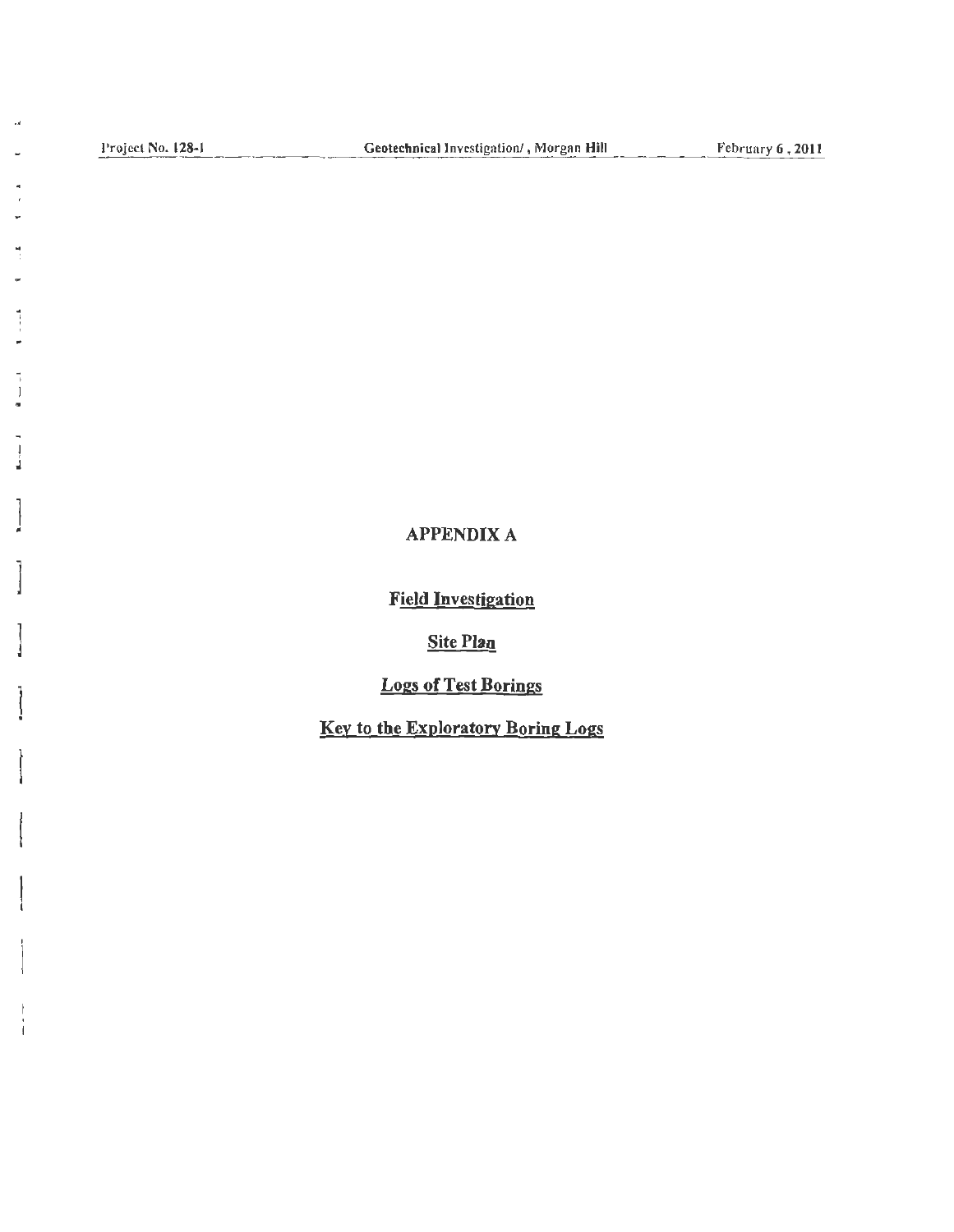# APPENDIX A

**Field Investigation**

**Site Plan**

**Logs of Test Borings**

**Key to the Exploratory Boring Logs**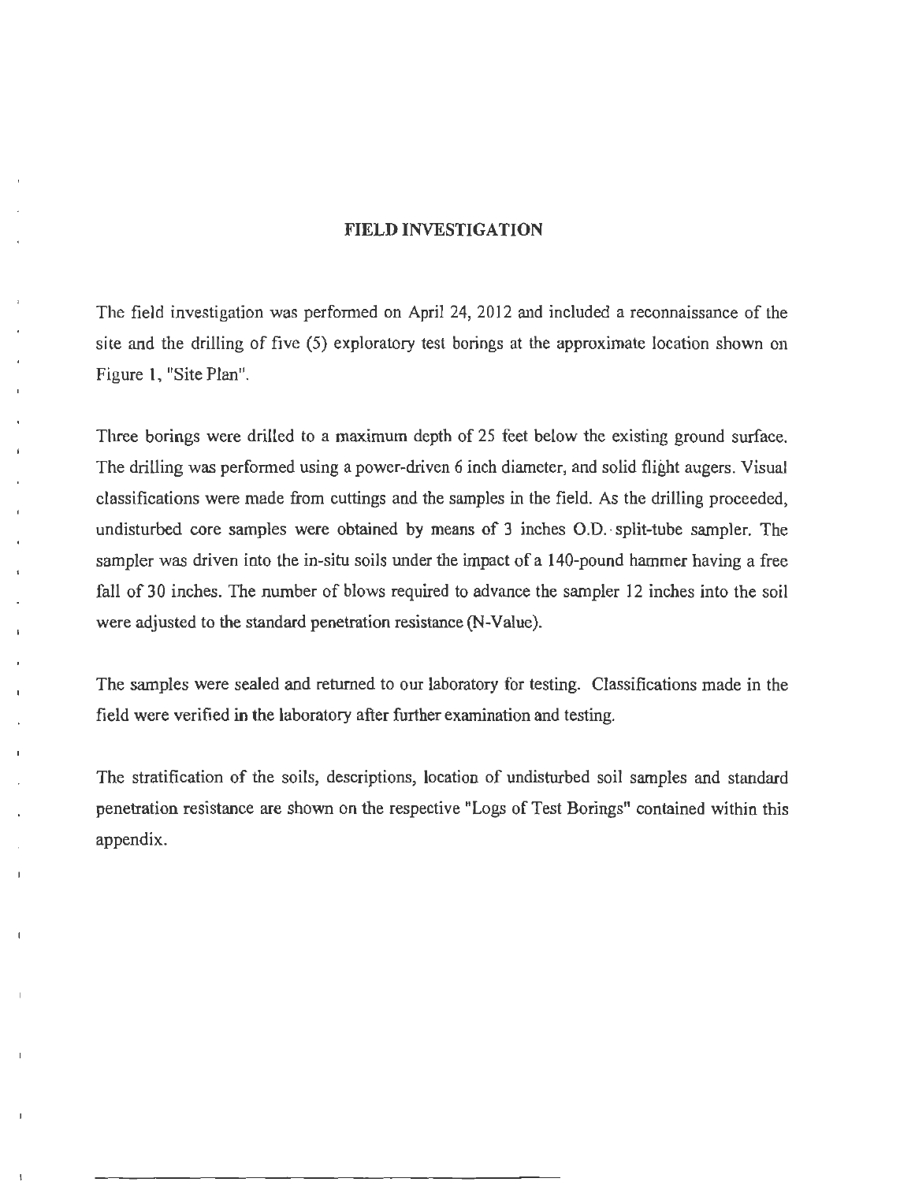## FIELD INVESTIGATION

The field investigation was performed on April 24, 2012 and included a reconnaissance of the site and the drilling of five (5) exploratory test borings at the approximate location shown on Figure 1, "Site Plan".

Three borings were drilled to a maximum depth of 25 feet below the existing ground surface. The drilling was performed using a power-driven 6 inch diameter, and solid flight augers. Visual classifications were made from cuttings and the samples in the field. As the drilling proceeded, undisturbed core samples were obtained by means of 3 inches O.D. split-tube sampler. The sampler was driven into the in-situ soils under the impact of a 140-pound hammer having a free fall of 30 inches. The number of blows required to advance the sampler 12 inches into the soil were adjusted to the standard penetration resistance (N-Value).

The samples were sealed and returned to our laboratory for testing. Classifications made in the field were verified in the laboratory after further examination and testing.

The stratification of the soils, descriptions, location of undisturbed soil samples and standard penetration resistance are shown on the respective "Logs of Test Borings" contained within this appendix.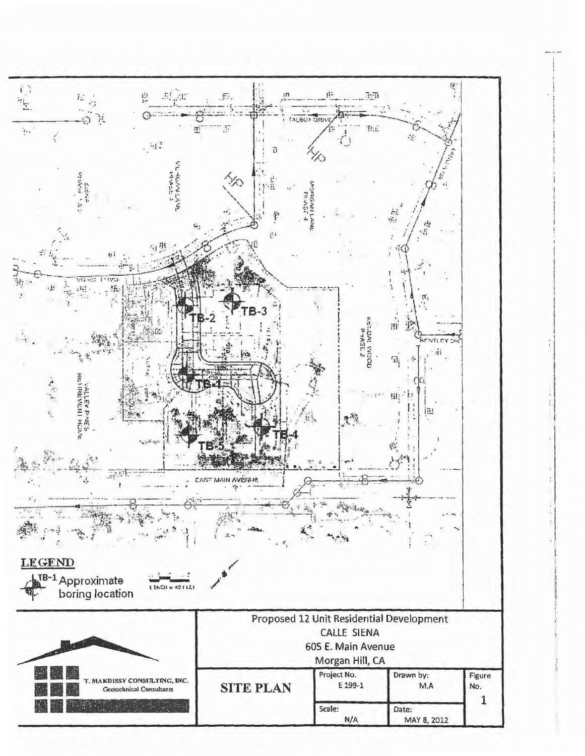TB-2

TB-3

TB-1

TB-4

TB-5

TALBOT DRIVE

MORGAN LANE PHASE 4

KENDAL WOOD PHASE 2

BENTLEY DR

VALLEY PINES RETIREMENT HOME

EAST MAIN AVENUE

**LEGEND**

TB-1 Approximate boring location

1 INCH = 40 FEET

| | Proposed 12 Unit Residential Development<br>CALLE SIENA<br>605 E. Main Avenue<br>Morgan Hill, CA | | | |
|---|---|---|---|---|
| T. MAKDISSY CONSULTING, INC.<br>Geotechnical Consultants | SITE PLAN | Project No.<br>E 199-1 | Drawn by:<br>M.A | Figure No.<br>1 |
| | | Scale:<br>N/A | Date:<br>MAY 8, 2012 | |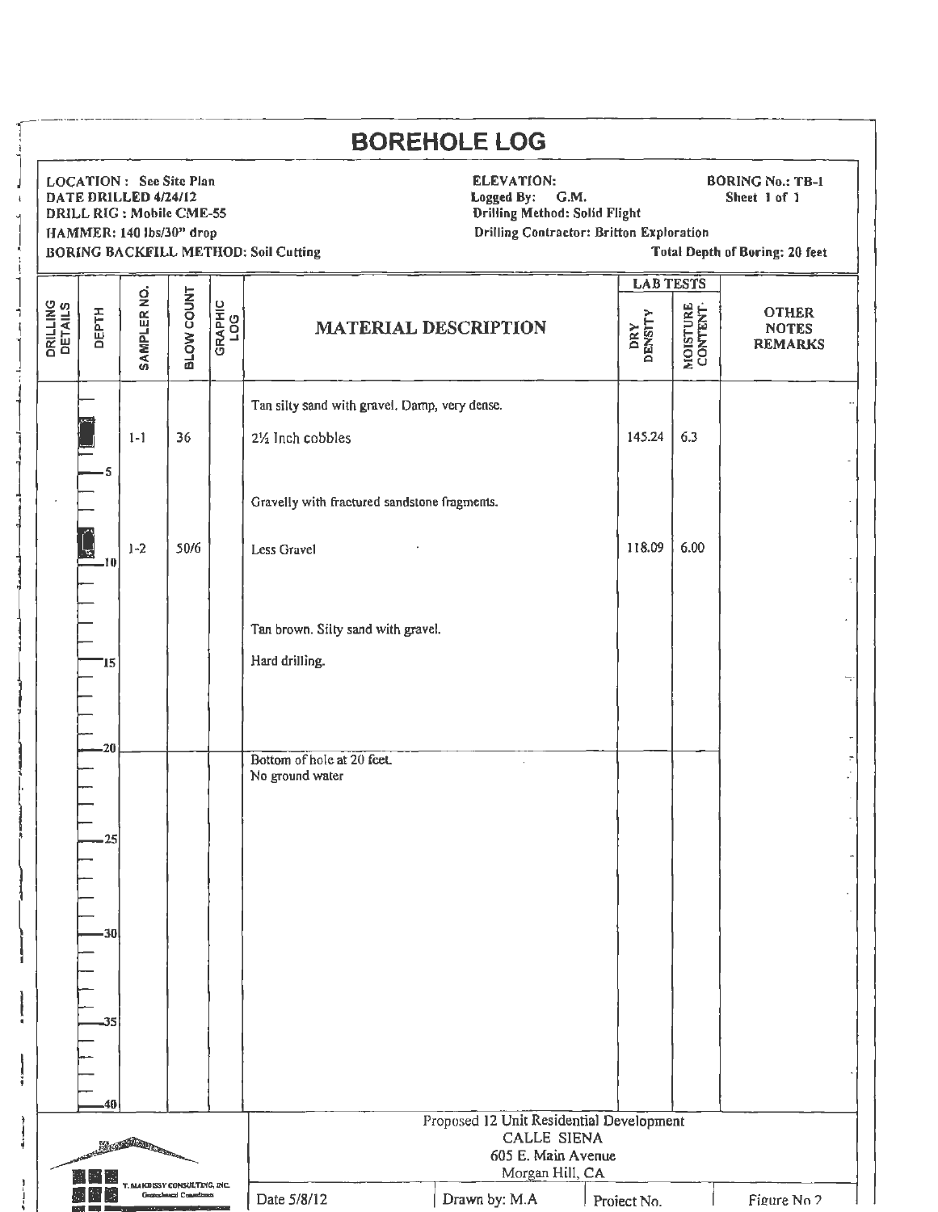# BOREHOLE LOG

**LOCATION :** See Site Plan
**DATE DRILLED** 4/24/12
**DRILL RIG :** Mobile CME-55
**HAMMER:** 140 lbs/30" drop
**BORING BACKFILL METHOD:** Soil Cutting

**ELEVATION:**
**Logged By:** G.M.
**Drilling Method:** Solid Flight
**Drilling Contractor:** Britton Exploration

**BORING No.:** TB-1
**Sheet** 1 of 1
**Total Depth of Boring:** 20 feet

| DRILLING DETAILS | DEPTH | SAMPLER NO. | BLOW COUNT | GRAPHIC LOG | MATERIAL DESCRIPTION | LAB TESTS: DRY DENSITY | LAB TESTS: MOISTURE CONTENT | OTHER NOTES REMARKS |
|---|---|---|---|---|---|---|---|---|
| | | | | | Tan silty sand with gravel. Damp, very dense. | | | |
| | | 1-1 | 36 | | 2½ Inch cobbles | 145.24 | 6.3 | |
| | 5 | | | | | | | |
| | | | | | Gravelly with fractured sandstone fragments. | | | |
| | | 1-2 | 50/6 | | Less Gravel | 118.09 | 6.00 | |
| | 10 | | | | | | | |
| | | | | | Tan brown. Silty sand with gravel. | | | |
| | 15 | | | | Hard drilling. | | | |
| | 20 | | | | Bottom of hole at 20 feet. No ground water | | | |
| | 25 | | | | | | | |
| | 30 | | | | | | | |
| | 35 | | | | | | | |
| | 40 | | | | | | | |

T. MAKDISSY CONSULTING, INC.
Geotechnical Consultants

Proposed 12 Unit Residential Development
CALLE SIENA
605 E. Main Avenue
Morgan Hill, CA

| Date 5/8/12 | Drawn by: M.A | Project No. | Figure No 2 |
|---|---|---|---|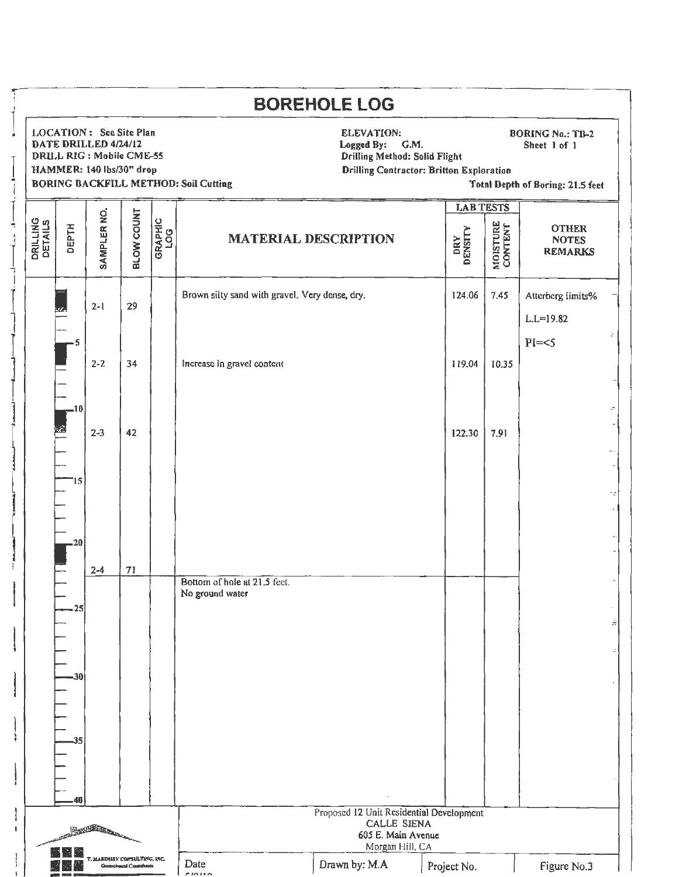# BOREHOLE LOG

LOCATION : See Site Plan
DATE DRILLED 4/24/12
DRILL RIG : Mobile CME-55
HAMMER: 140 lbs/30" drop
BORING BACKFILL METHOD: Soil Cutting

ELEVATION:
Logged By: G.M.
Drilling Method: Solid Flight
Drilling Contractor: Britton Exploration

BORING No.: TB-2
Sheet 1 of 1
Total Depth of Boring: 21.5 feet

| DRILLING DETAILS | DEPTH | SAMPLER NO. | BLOW COUNT | GRAPHIC LOG | MATERIAL DESCRIPTION | LAB TESTS | | OTHER NOTES REMARKS |
|---|---|---|---|---|---|---|---|---|
| | | | | | | DRY DENSITY | MOISTURE CONTENT | |
| | | 2-1 | 29 | | Brown silty sand with gravel. Very dense, dry. | 124.06 | 7.45 | Atterberg limits% L.L=19.82 PI=<5 |
| | 5 | 2-2 | 34 | | Increase in gravel content | 119.04 | 10.35 | |
| | 10 | 2-3 | 42 | | | 122.30 | 7.91 | |
| | 15 | | | | | | | |
| | 20 | 2-4 | 71 | | | | | |
| | | | | | Bottom of hole at 21.5 feet. No ground water | | | |
| | 25 | | | | | | | |
| | 30 | | | | | | | |
| | 35 | | | | | | | |
| | 40 | | | | | | | |

T. MAKDISSY CONSULTING, INC. Geotechnical Consultants

Proposed 12 Unit Residential Development
CALLE SIENA
605 E. Main Avenue
Morgan Hill, CA

| Date | Drawn by: M.A | Project No. | Figure No.3 |
|---|---|---|---|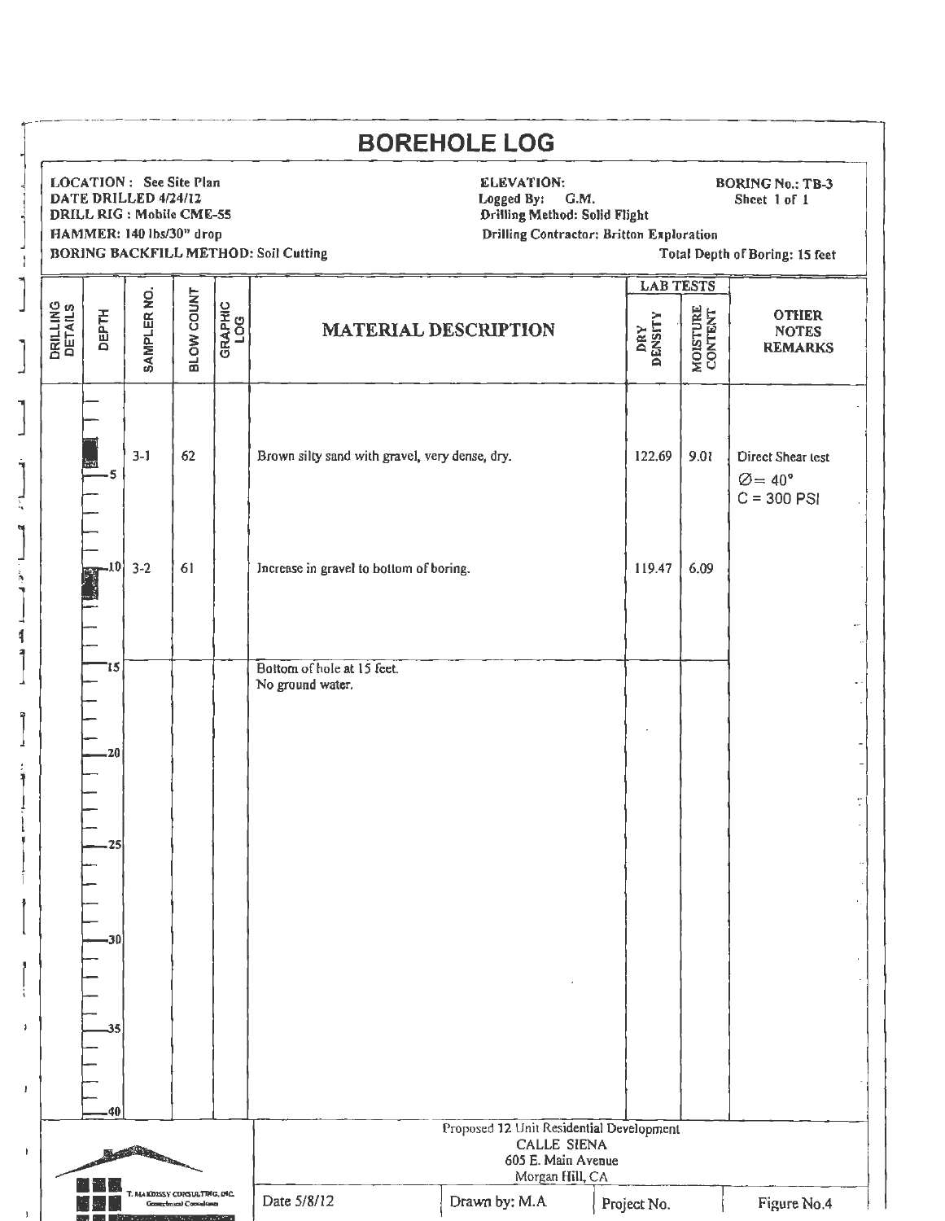# BOREHOLE LOG

**LOCATION :** See Site Plan
**DATE DRILLED** 4/24/12
**DRILL RIG :** Mobile CME-55
**HAMMER:** 140 lbs/30" drop
**BORING BACKFILL METHOD:** Soil Cutting

**ELEVATION:**
**Logged By:** G.M.
**Drilling Method:** Solid Flight
**Drilling Contractor:** Britton Exploration

**BORING No.:** TB-3
Sheet 1 of 1

Total Depth of Boring: 15 feet

| DRILLING DETAILS | DEPTH | SAMPLER NO. | BLOW COUNT | GRAPHIC LOG | MATERIAL DESCRIPTION | LAB TESTS | | OTHER NOTES REMARKS |
|---|---|---|---|---|---|---|---|---|
| | | | | | | DRY DENSITY | MOISTURE CONTENT | |
| | 5 | 3-1 | 62 | | Brown silty sand with gravel, very dense, dry. | 122.69 | 9.01 | Direct Shear test $\varnothing = 40°$ C = 300 PSI |
| | 10 | 3-2 | 61 | | Increase in gravel to bottom of boring. | 119.47 | 6.09 | |
| | 15 | | | | Bottom of hole at 15 feet. No ground water. | | | |
| | 20 | | | | | | | |
| | 25 | | | | | | | |
| | 30 | | | | | | | |
| | 35 | | | | | | | |
| | 40 | | | | | | | |

T. MAKDISSY CONSULTING, INC.
Geotechnical Consultants

Proposed 12 Unit Residential Development
CALLE SIENA
605 E. Main Avenue
Morgan Hill, CA

| Date 5/8/12 | Drawn by: M.A | Project No. | Figure No.4 |
|---|---|---|---|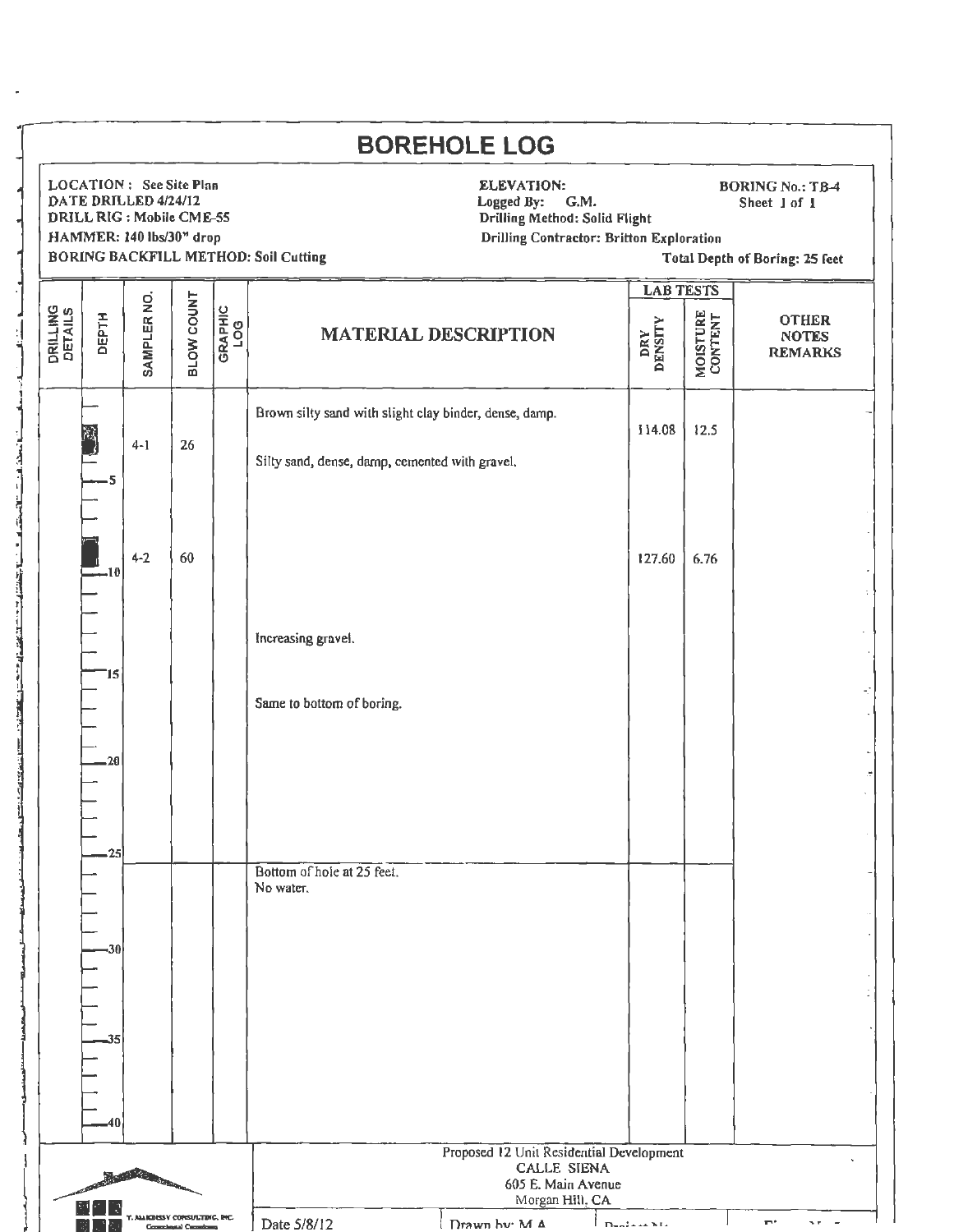# BOREHOLE LOG

LOCATION : See Site Plan
DATE DRILLED 4/24/12
DRILL RIG : Mobile CME-55
HAMMER: 140 lbs/30" drop
BORING BACKFILL METHOD: Soil Cutting

ELEVATION:
Logged By: G.M.
Drilling Method: Solid Flight
Drilling Contractor: Britton Exploration

BORING No.: TB-4
Sheet 1 of 1
Total Depth of Boring: 25 feet

| DRILLING DETAILS | DEPTH | SAMPLER NO. | BLOW COUNT | GRAPHIC LOG | MATERIAL DESCRIPTION | LAB TESTS | | OTHER NOTES REMARKS |
|---|---|---|---|---|---|---|---|---|
| | | | | | | DRY DENSITY | MOISTURE CONTENT | |
| | | | | | Brown silty sand with slight clay binder, dense, damp. | | | |
| | | 4-1 | 26 | | | 114.08 | 12.5 | |
| | | | | | Silty sand, dense, damp, cemented with gravel. | | | |
| | 5 | | | | | | | |
| | 10 | 4-2 | 60 | | | 127.60 | 6.76 | |
| | | | | | Increasing gravel. | | | |
| | 15 | | | | | | | |
| | | | | | Same to bottom of boring. | | | |
| | 20 | | | | | | | |
| | 25 | | | | | | | |
| | | | | | Bottom of hole at 25 feet. No water. | | | |
| | 30 | | | | | | | |
| | 35 | | | | | | | |
| | 40 | | | | | | | |

T. MAKDISSY CONSULTING, INC.
Geotechnical Consultants

Proposed 12 Unit Residential Development
CALLE SIENA
605 E. Main Avenue
Morgan Hill, CA

Date 5/8/12 | Drawn by: M.A. | Project No.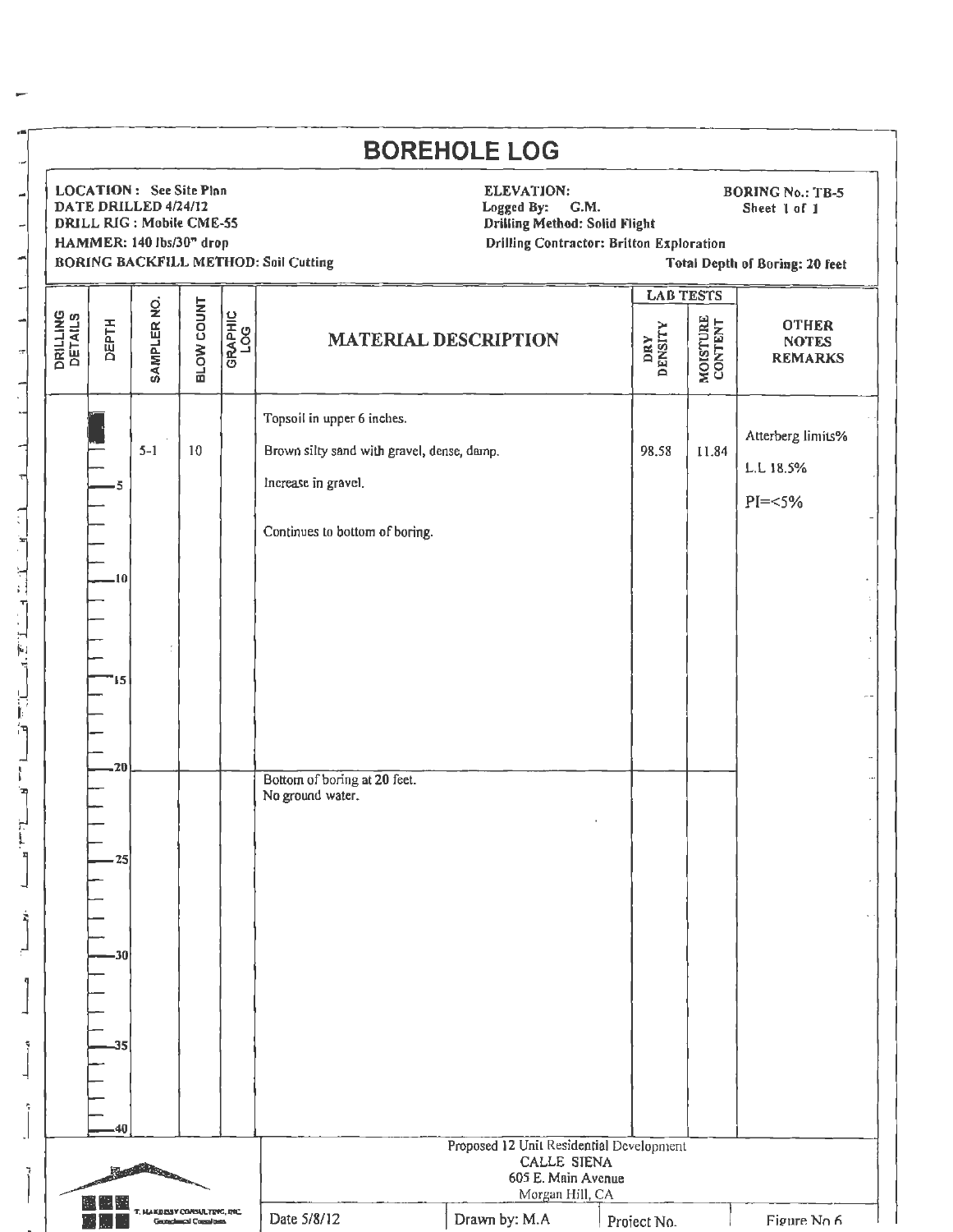# BOREHOLE LOG

**LOCATION:** See Site Plan
**DATE DRILLED** 4/24/12
**DRILL RIG:** Mobile CME-55
**HAMMER:** 140 lbs/30" drop
**BORING BACKFILL METHOD:** Soil Cutting

**ELEVATION:**
**Logged By:** G.M.
**Drilling Method:** Solid Flight
**Drilling Contractor:** Britton Exploration

**BORING No.:** TB-5
Sheet 1 of 1
**Total Depth of Boring:** 20 feet

| DRILLING DETAILS | DEPTH | SAMPLER NO. | BLOW COUNT | GRAPHIC LOG | MATERIAL DESCRIPTION | LAB TESTS: DRY DENSITY | LAB TESTS: MOISTURE CONTENT | OTHER NOTES REMARKS |
|---|---|---|---|---|---|---|---|---|
| | | | | | Topsoil in upper 6 inches. | | | |
| | | 5-1 | 10 | | Brown silty sand with gravel, dense, damp. | 98.58 | 11.84 | Atterberg limits% |
| | 5 | | | | Increase in gravel. | | | L.L 18.5% |
| | | | | | | | | PI=<5% |
| | | | | | Continues to bottom of boring. | | | |
| | 10 | | | | | | | |
| | 15 | | | | | | | |
| | 20 | | | | Bottom of boring at 20 feet.<br>No ground water. | | | |
| | 25 | | | | | | | |
| | 30 | | | | | | | |
| | 35 | | | | | | | |
| | 40 | | | | | | | |

T. MAKDISSY CONSULTING, INC. Geotechnical Consultants

Proposed 12 Unit Residential Development
CALLE SIENA
605 E. Main Avenue
Morgan Hill, CA

| Date 5/8/12 | Drawn by: M.A | Project No. | Figure No 6 |
|---|---|---|---|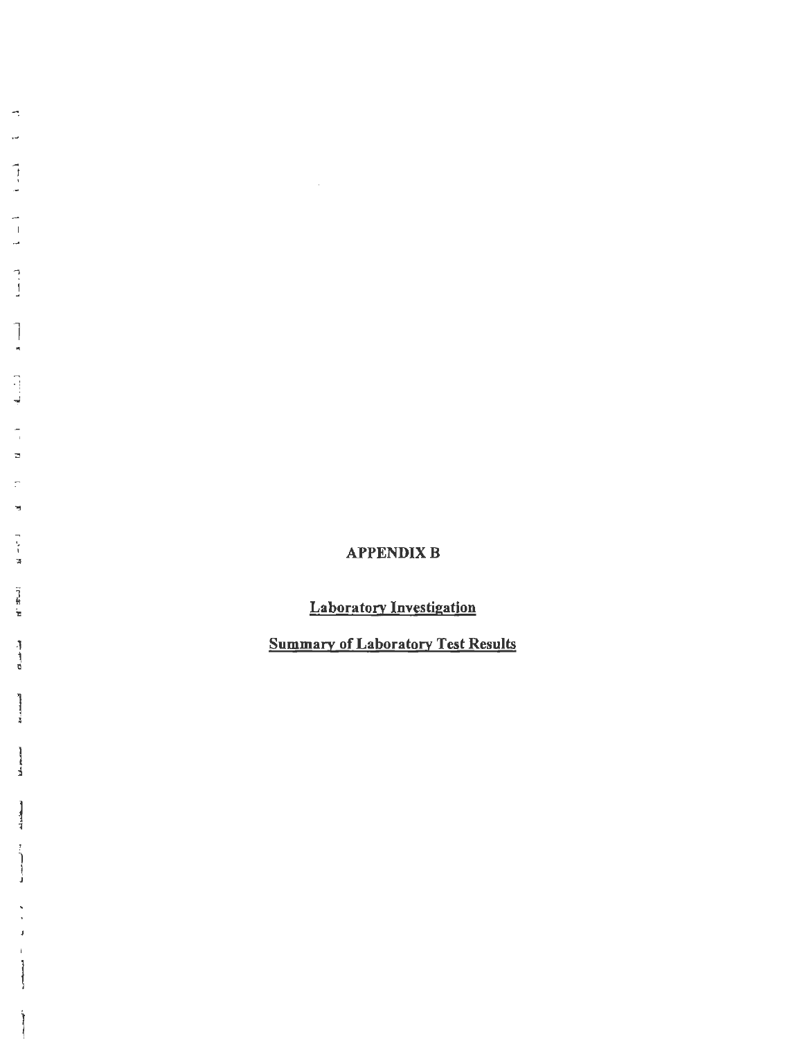# APPENDIX B

## Laboratory Investigation

## Summary of Laboratory Test Results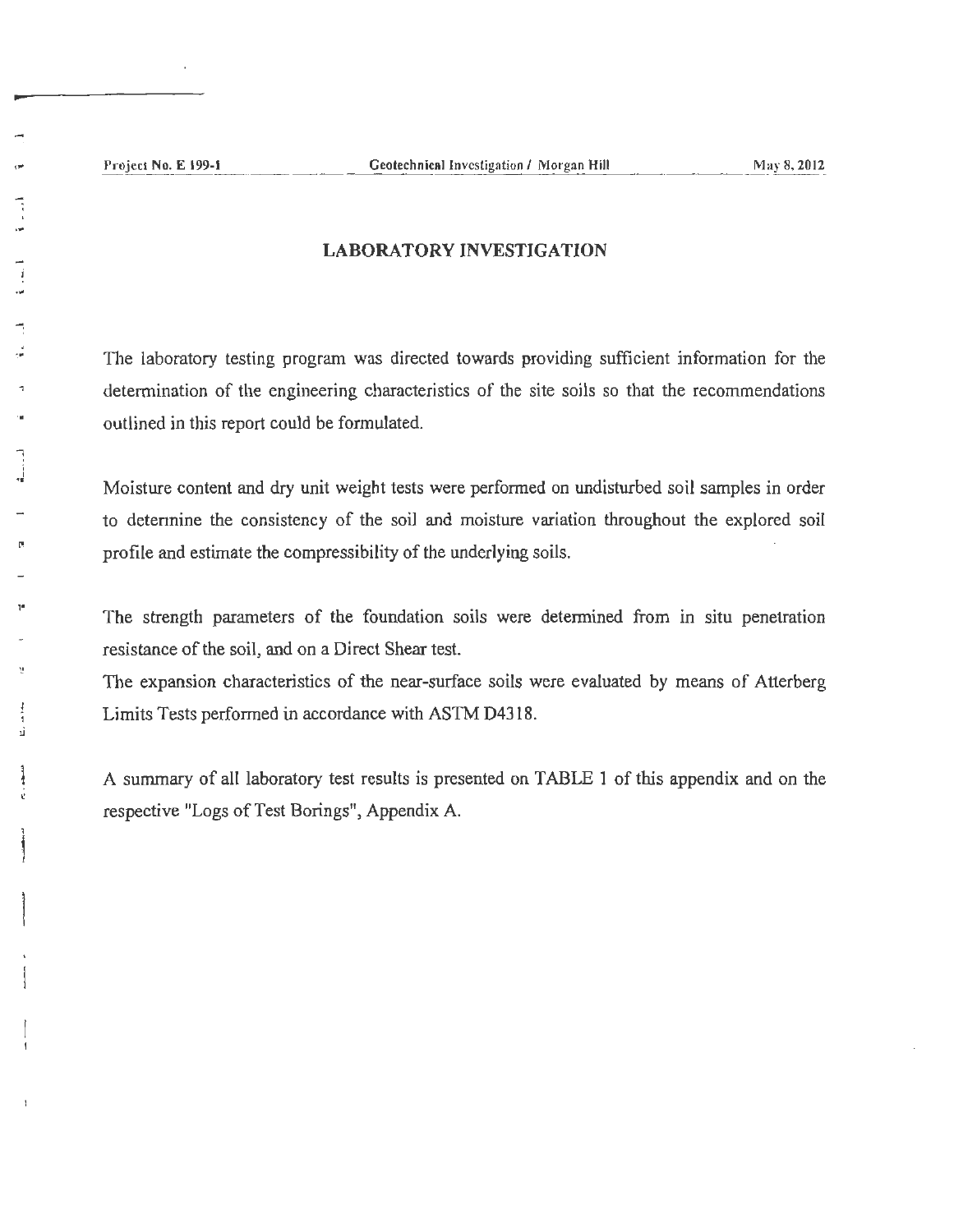# LABORATORY INVESTIGATION

The laboratory testing program was directed towards providing sufficient information for the determination of the engineering characteristics of the site soils so that the recommendations outlined in this report could be formulated.

Moisture content and dry unit weight tests were performed on undisturbed soil samples in order to determine the consistency of the soil and moisture variation throughout the explored soil profile and estimate the compressibility of the underlying soils.

The strength parameters of the foundation soils were determined from in situ penetration resistance of the soil, and on a Direct Shear test.

The expansion characteristics of the near-surface soils were evaluated by means of Atterberg Limits Tests performed in accordance with ASTM D4318.

A summary of all laboratory test results is presented on TABLE 1 of this appendix and on the respective "Logs of Test Borings", Appendix A.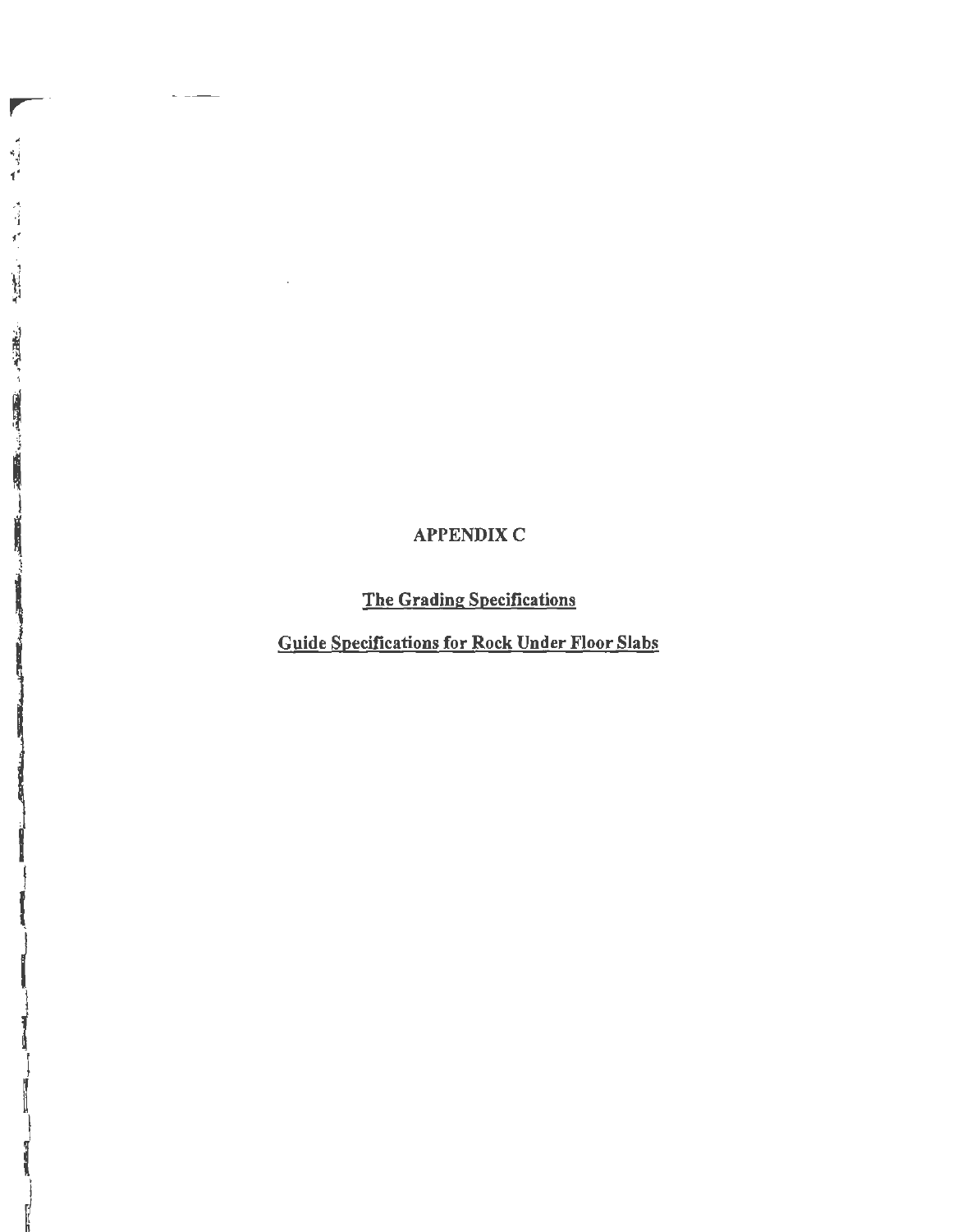# APPENDIX C

<u>The Grading Specifications</u>

<u>Guide Specifications for Rock Under Floor Slabs</u>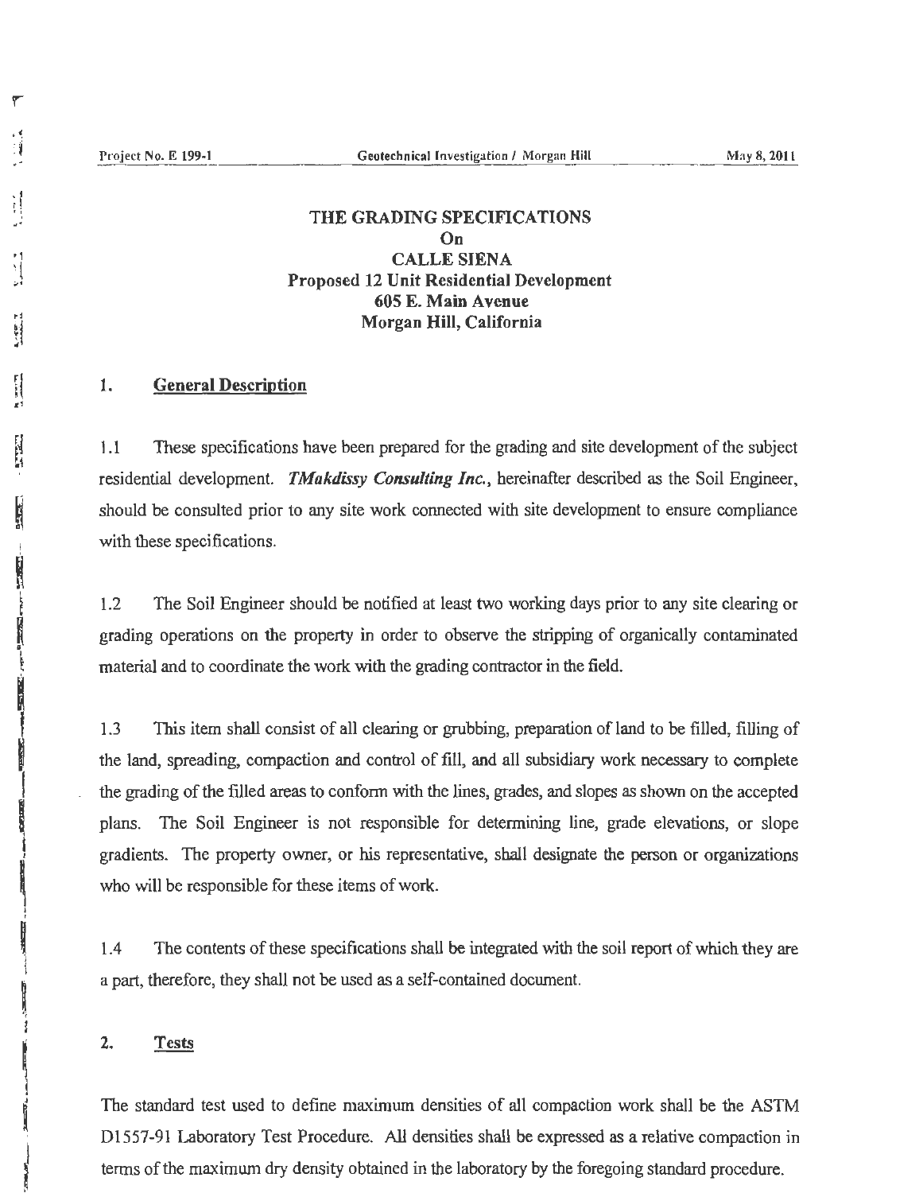# THE GRADING SPECIFICATIONS
# On
# CALLE SIENA
## Proposed 12 Unit Residential Development
## 605 E. Main Avenue
## Morgan Hill, California

### 1. General Description

1.1 These specifications have been prepared for the grading and site development of the subject residential development. ***TMakdissy Consulting Inc.***, hereinafter described as the Soil Engineer, should be consulted prior to any site work connected with site development to ensure compliance with these specifications.

1.2 The Soil Engineer should be notified at least two working days prior to any site clearing or grading operations on the property in order to observe the stripping of organically contaminated material and to coordinate the work with the grading contractor in the field.

1.3 This item shall consist of all clearing or grubbing, preparation of land to be filled, filling of the land, spreading, compaction and control of fill, and all subsidiary work necessary to complete the grading of the filled areas to conform with the lines, grades, and slopes as shown on the accepted plans. The Soil Engineer is not responsible for determining line, grade elevations, or slope gradients. The property owner, or his representative, shall designate the person or organizations who will be responsible for these items of work.

1.4 The contents of these specifications shall be integrated with the soil report of which they are a part, therefore, they shall not be used as a self-contained document.

### 2. Tests

The standard test used to define maximum densities of all compaction work shall be the ASTM D1557-91 Laboratory Test Procedure. All densities shall be expressed as a relative compaction in terms of the maximum dry density obtained in the laboratory by the foregoing standard procedure.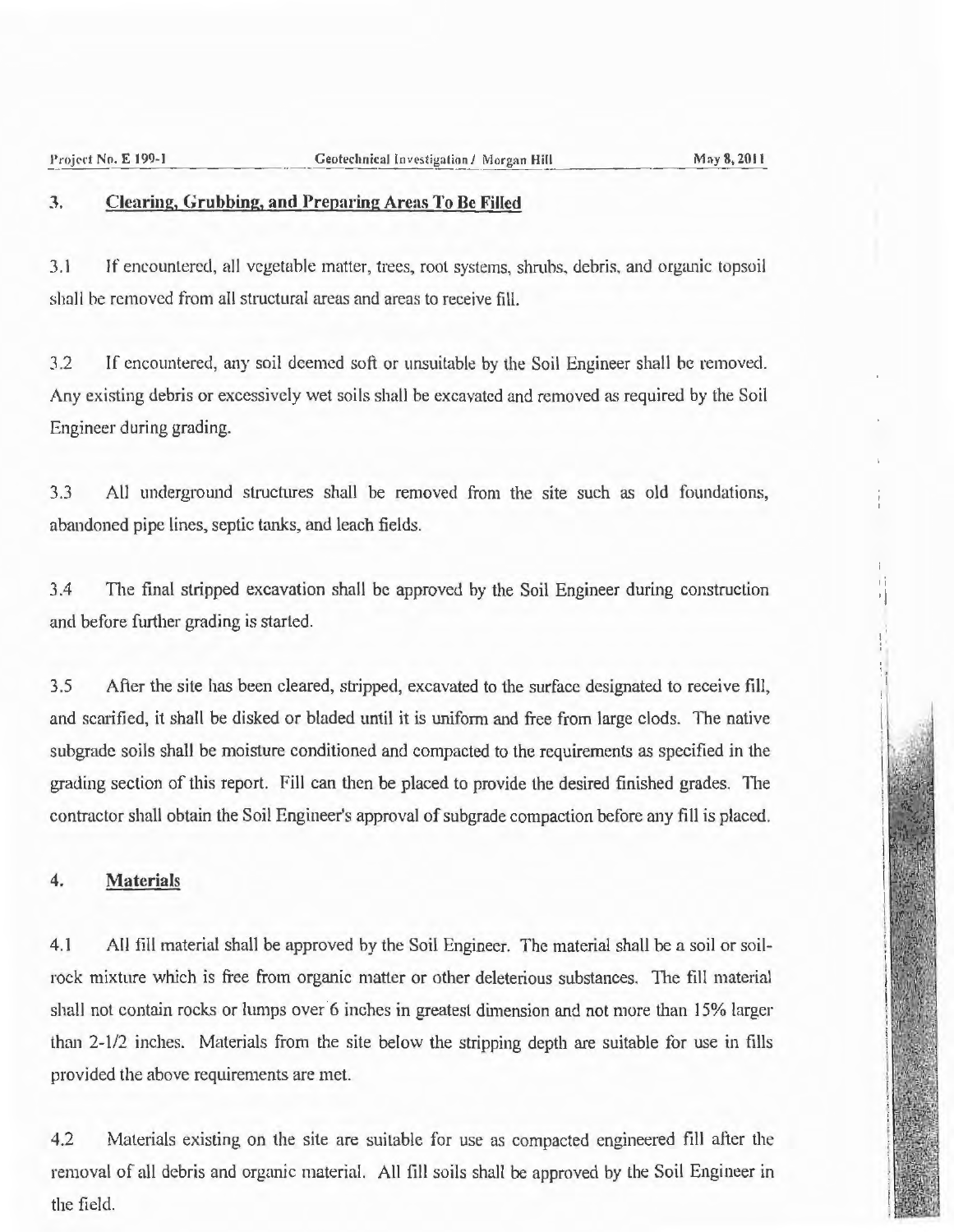## 3. Clearing, Grubbing, and Preparing Areas To Be Filled

3.1 If encountered, all vegetable matter, trees, root systems, shrubs, debris, and organic topsoil shall be removed from all structural areas and areas to receive fill.

3.2 If encountered, any soil deemed soft or unsuitable by the Soil Engineer shall be removed. Any existing debris or excessively wet soils shall be excavated and removed as required by the Soil Engineer during grading.

3.3 All underground structures shall be removed from the site such as old foundations, abandoned pipe lines, septic tanks, and leach fields.

3.4 The final stripped excavation shall be approved by the Soil Engineer during construction and before further grading is started.

3.5 After the site has been cleared, stripped, excavated to the surface designated to receive fill, and scarified, it shall be disked or bladed until it is uniform and free from large clods. The native subgrade soils shall be moisture conditioned and compacted to the requirements as specified in the grading section of this report. Fill can then be placed to provide the desired finished grades. The contractor shall obtain the Soil Engineer's approval of subgrade compaction before any fill is placed.

## 4. Materials

4.1 All fill material shall be approved by the Soil Engineer. The material shall be a soil or soil-rock mixture which is free from organic matter or other deleterious substances. The fill material shall not contain rocks or lumps over 6 inches in greatest dimension and not more than 15% larger than 2-1/2 inches. Materials from the site below the stripping depth are suitable for use in fills provided the above requirements are met.

4.2 Materials existing on the site are suitable for use as compacted engineered fill after the removal of all debris and organic material. All fill soils shall be approved by the Soil Engineer in the field.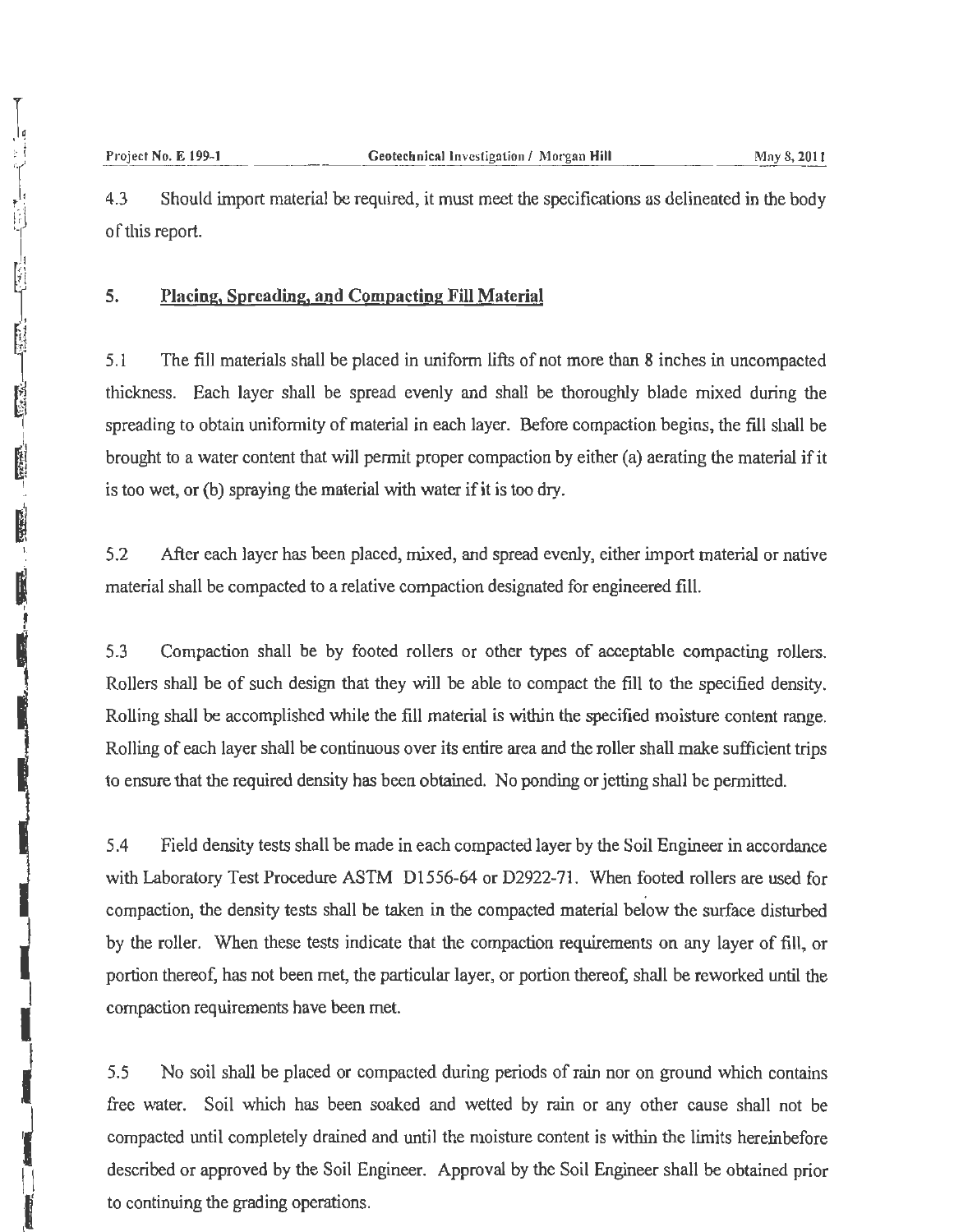4.3 Should import material be required, it must meet the specifications as delineated in the body of this report.

## 5. Placing, Spreading, and Compacting Fill Material

5.1 The fill materials shall be placed in uniform lifts of not more than 8 inches in uncompacted thickness. Each layer shall be spread evenly and shall be thoroughly blade mixed during the spreading to obtain uniformity of material in each layer. Before compaction begins, the fill shall be brought to a water content that will permit proper compaction by either (a) aerating the material if it is too wet, or (b) spraying the material with water if it is too dry.

5.2 After each layer has been placed, mixed, and spread evenly, either import material or native material shall be compacted to a relative compaction designated for engineered fill.

5.3 Compaction shall be by footed rollers or other types of acceptable compacting rollers. Rollers shall be of such design that they will be able to compact the fill to the specified density. Rolling shall be accomplished while the fill material is within the specified moisture content range. Rolling of each layer shall be continuous over its entire area and the roller shall make sufficient trips to ensure that the required density has been obtained. No ponding or jetting shall be permitted.

5.4 Field density tests shall be made in each compacted layer by the Soil Engineer in accordance with Laboratory Test Procedure ASTM D1556-64 or D2922-71. When footed rollers are used for compaction, the density tests shall be taken in the compacted material below the surface disturbed by the roller. When these tests indicate that the compaction requirements on any layer of fill, or portion thereof, has not been met, the particular layer, or portion thereof, shall be reworked until the compaction requirements have been met.

5.5 No soil shall be placed or compacted during periods of rain nor on ground which contains free water. Soil which has been soaked and wetted by rain or any other cause shall not be compacted until completely drained and until the moisture content is within the limits hereinbefore described or approved by the Soil Engineer. Approval by the Soil Engineer shall be obtained prior to continuing the grading operations.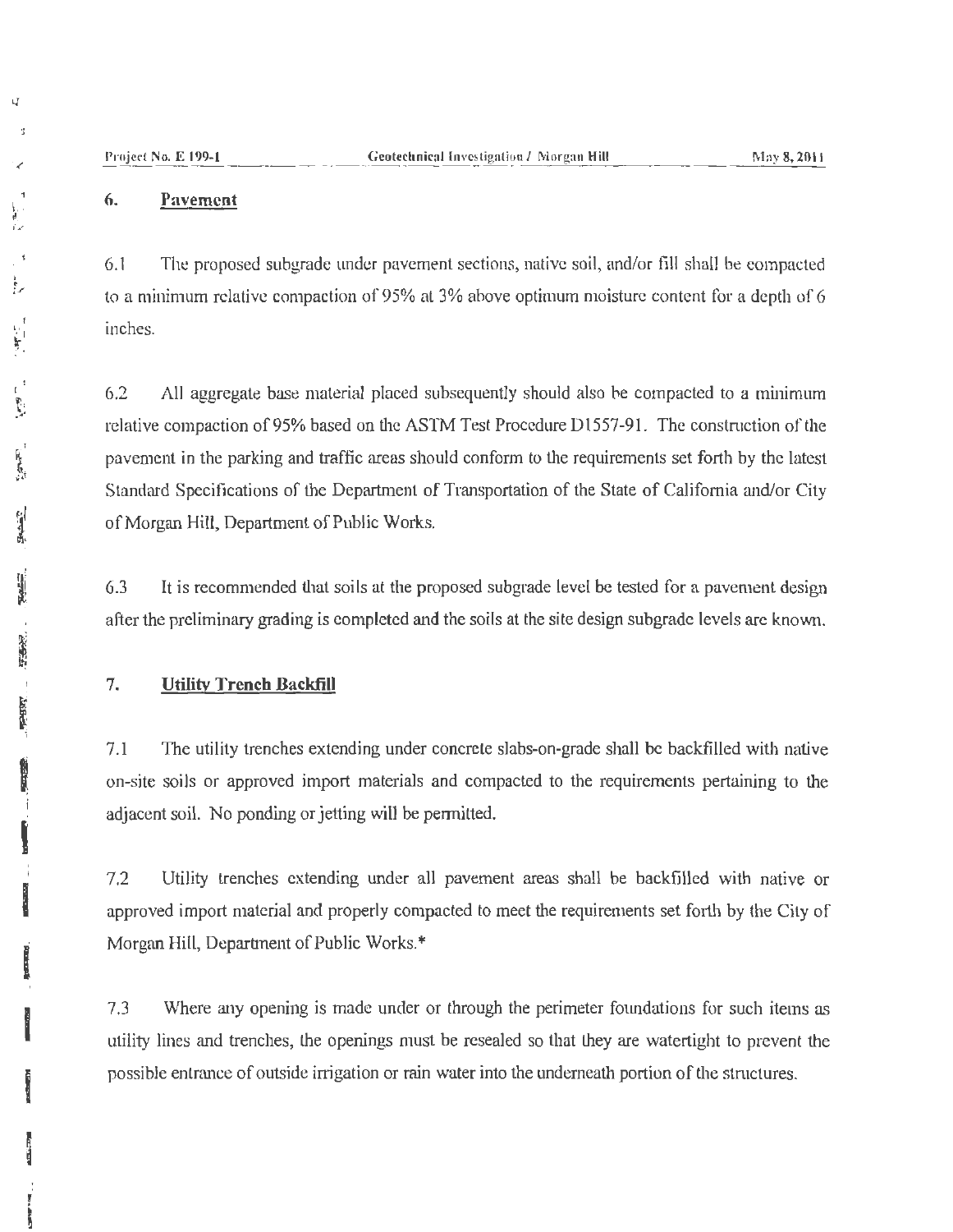## 6. Pavement

6.1 The proposed subgrade under pavement sections, native soil, and/or fill shall be compacted to a minimum relative compaction of 95% at 3% above optimum moisture content for a depth of 6 inches.

6.2 All aggregate base material placed subsequently should also be compacted to a minimum relative compaction of 95% based on the ASTM Test Procedure D1557-91. The construction of the pavement in the parking and traffic areas should conform to the requirements set forth by the latest Standard Specifications of the Department of Transportation of the State of California and/or City of Morgan Hill, Department of Public Works.

6.3 It is recommended that soils at the proposed subgrade level be tested for a pavement design after the preliminary grading is completed and the soils at the site design subgrade levels are known.

## 7. Utility Trench Backfill

7.1 The utility trenches extending under concrete slabs-on-grade shall be backfilled with native on-site soils or approved import materials and compacted to the requirements pertaining to the adjacent soil. No ponding or jetting will be permitted.

7.2 Utility trenches extending under all pavement areas shall be backfilled with native or approved import material and properly compacted to meet the requirements set forth by the City of Morgan Hill, Department of Public Works.*

7.3 Where any opening is made under or through the perimeter foundations for such items as utility lines and trenches, the openings must be resealed so that they are watertight to prevent the possible entrance of outside irrigation or rain water into the underneath portion of the structures.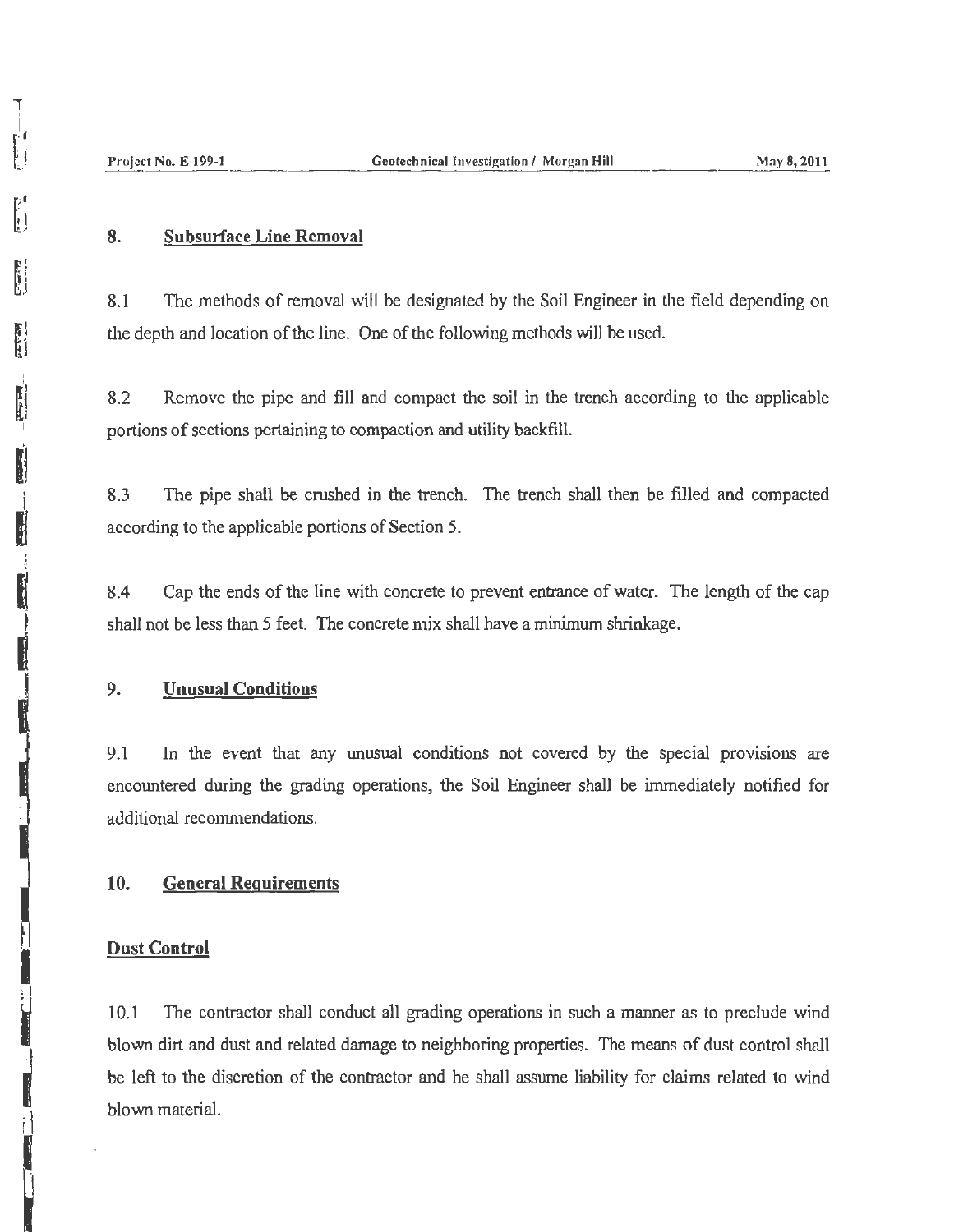## 8. Subsurface Line Removal

8.1 The methods of removal will be designated by the Soil Engineer in the field depending on the depth and location of the line. One of the following methods will be used.

8.2 Remove the pipe and fill and compact the soil in the trench according to the applicable portions of sections pertaining to compaction and utility backfill.

8.3 The pipe shall be crushed in the trench. The trench shall then be filled and compacted according to the applicable portions of Section 5.

8.4 Cap the ends of the line with concrete to prevent entrance of water. The length of the cap shall not be less than 5 feet. The concrete mix shall have a minimum shrinkage.

## 9. Unusual Conditions

9.1 In the event that any unusual conditions not covered by the special provisions are encountered during the grading operations, the Soil Engineer shall be immediately notified for additional recommendations.

## 10. General Requirements

### Dust Control

10.1 The contractor shall conduct all grading operations in such a manner as to preclude wind blown dirt and dust and related damage to neighboring properties. The means of dust control shall be left to the discretion of the contractor and he shall assume liability for claims related to wind blown material.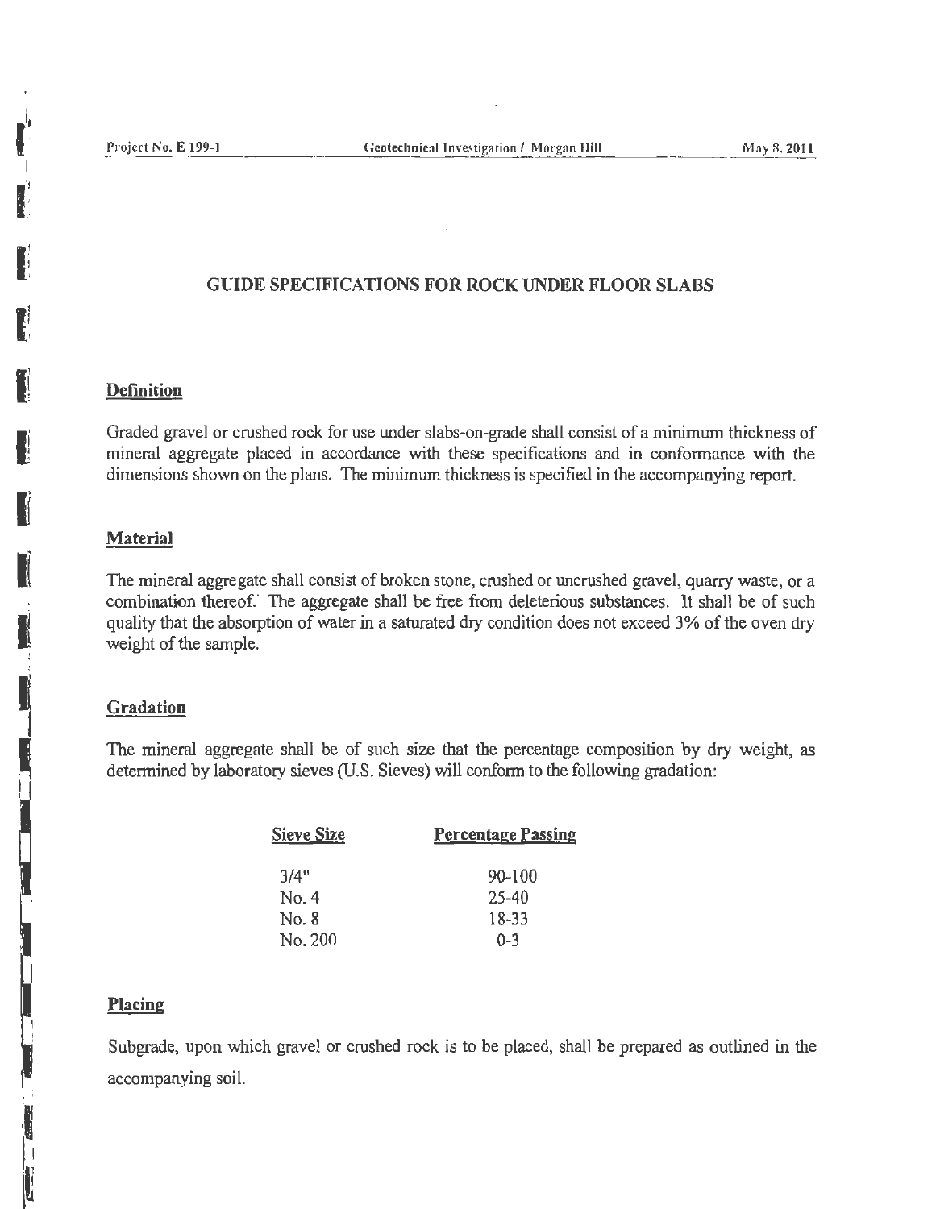# GUIDE SPECIFICATIONS FOR ROCK UNDER FLOOR SLABS

## Definition

Graded gravel or crushed rock for use under slabs-on-grade shall consist of a minimum thickness of mineral aggregate placed in accordance with these specifications and in conformance with the dimensions shown on the plans. The minimum thickness is specified in the accompanying report.

## Material

The mineral aggregate shall consist of broken stone, crushed or uncrushed gravel, quarry waste, or a combination thereof. The aggregate shall be free from deleterious substances. It shall be of such quality that the absorption of water in a saturated dry condition does not exceed 3% of the oven dry weight of the sample.

## Gradation

The mineral aggregate shall be of such size that the percentage composition by dry weight, as determined by laboratory sieves (U.S. Sieves) will conform to the following gradation:

| Sieve Size | Percentage Passing |
|---|---|
| 3/4" | 90-100 |
| No. 4 | 25-40 |
| No. 8 | 18-33 |
| No. 200 | 0-3 |

## Placing

Subgrade, upon which gravel or crushed rock is to be placed, shall be prepared as outlined in the accompanying soil.